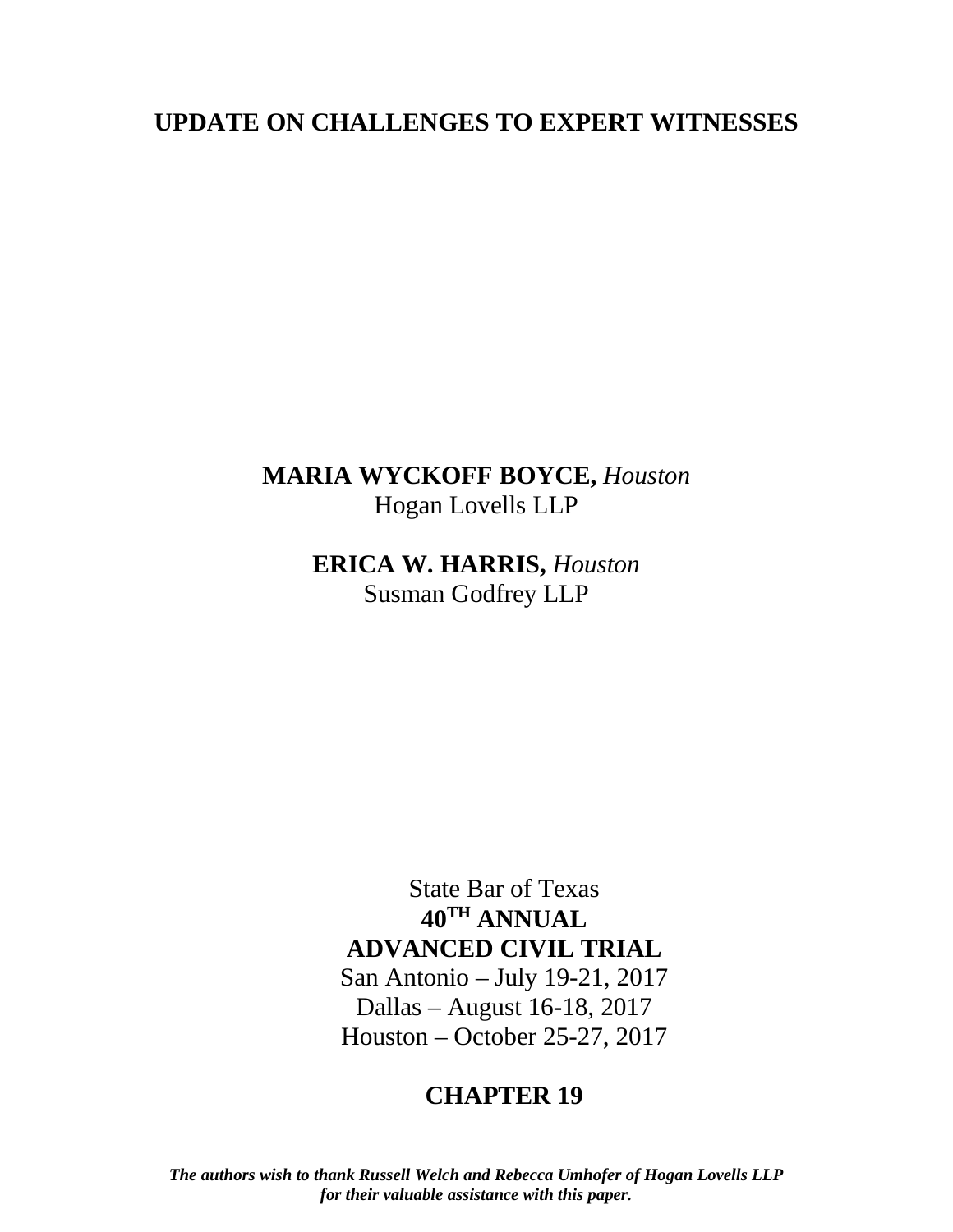# UPDATE ON CHALLENGES TO EXPERT WITNESSES

**MARIA WYCKOFF BOYCE,** *Houston*
Hogan Lovells LLP

**ERICA W. HARRIS,** *Houston*
Susman Godfrey LLP

State Bar of Texas
**40TH ANNUAL**
**ADVANCED CIVIL TRIAL**
San Antonio – July 19-21, 2017
Dallas – August 16-18, 2017
Houston – October 25-27, 2017

**CHAPTER 19**

***The authors wish to thank Russell Welch and Rebecca Umhofer of Hogan Lovells LLP for their valuable assistance with this paper.***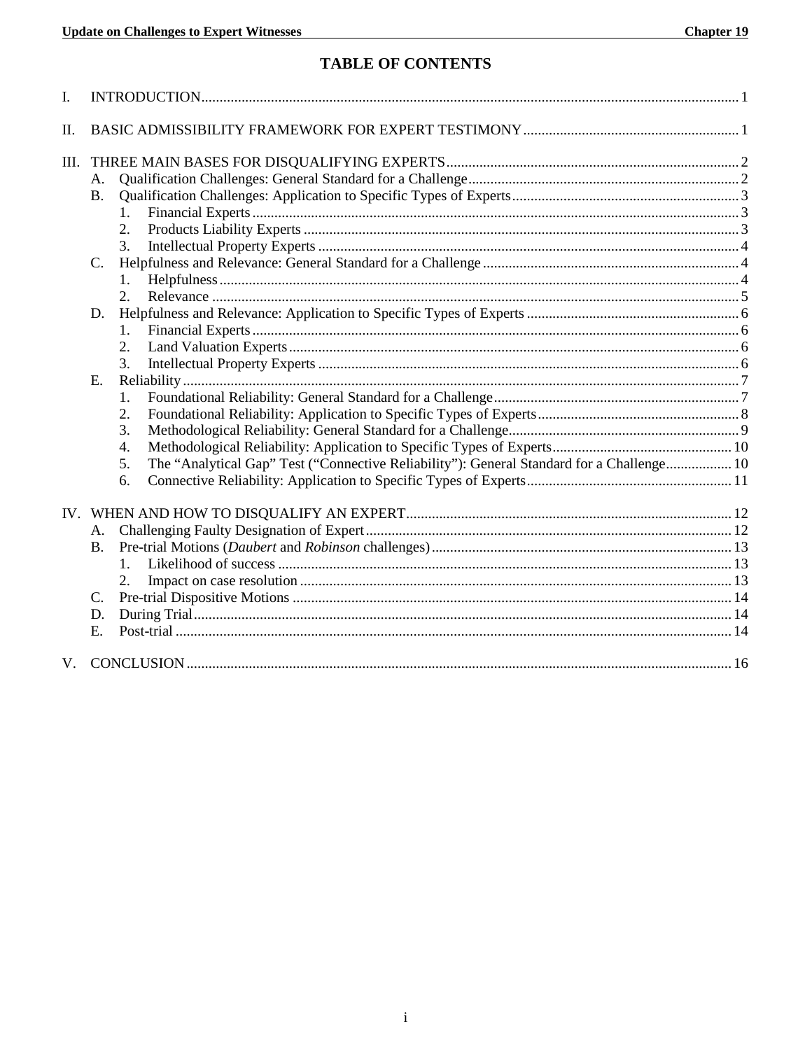# TABLE OF CONTENTS

I. INTRODUCTION .......... 1

II. BASIC ADMISSIBILITY FRAMEWORK FOR EXPERT TESTIMONY .......... 1

III. THREE MAIN BASES FOR DISQUALIFYING EXPERTS .......... 2
- A. Qualification Challenges: General Standard for a Challenge .......... 2
- B. Qualification Challenges: Application to Specific Types of Experts .......... 3
  - 1. Financial Experts .......... 3
  - 2. Products Liability Experts .......... 3
  - 3. Intellectual Property Experts .......... 4
- C. Helpfulness and Relevance: General Standard for a Challenge .......... 4
  - 1. Helpfulness .......... 4
  - 2. Relevance .......... 5
- D. Helpfulness and Relevance: Application to Specific Types of Experts .......... 6
  - 1. Financial Experts .......... 6
  - 2. Land Valuation Experts .......... 6
  - 3. Intellectual Property Experts .......... 6
- E. Reliability .......... 7
  - 1. Foundational Reliability: General Standard for a Challenge .......... 7
  - 2. Foundational Reliability: Application to Specific Types of Experts .......... 8
  - 3. Methodological Reliability: General Standard for a Challenge .......... 9
  - 4. Methodological Reliability: Application to Specific Types of Experts .......... 10
  - 5. The "Analytical Gap" Test ("Connective Reliability"): General Standard for a Challenge .......... 10
  - 6. Connective Reliability: Application to Specific Types of Experts .......... 11

IV. WHEN AND HOW TO DISQUALIFY AN EXPERT .......... 12
- A. Challenging Faulty Designation of Expert .......... 12
- B. Pre-trial Motions (*Daubert* and *Robinson* challenges) .......... 13
  - 1. Likelihood of success .......... 13
  - 2. Impact on case resolution .......... 13
- C. Pre-trial Dispositive Motions .......... 14
- D. During Trial .......... 14
- E. Post-trial .......... 14

V. CONCLUSION .......... 16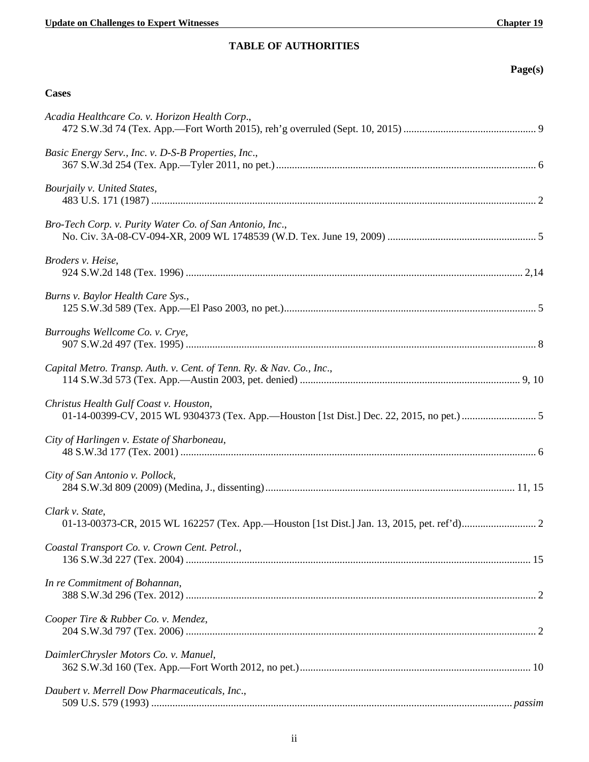# TABLE OF AUTHORITIES

**Page(s)**

**Cases**

*Acadia Healthcare Co. v. Horizon Health Corp*.,
472 S.W.3d 74 (Tex. App.—Fort Worth 2015), reh'g overruled (Sept. 10, 2015) .................................................. 9

*Basic Energy Serv., Inc. v. D-S-B Properties, Inc*.,
367 S.W.3d 254 (Tex. App.—Tyler 2011, no pet.) ................................................................................................. 6

*Bourjaily v. United States*,
483 U.S. 171 (1987) ................................................................................................................................................ 2

*Bro-Tech Corp. v. Purity Water Co. of San Antonio, Inc*.,
No. Civ. 3A-08-CV-094-XR, 2009 WL 1748539 (W.D. Tex. June 19, 2009) ........................................................ 5

*Broders v. Heise*,
924 S.W.2d 148 (Tex. 1996) .............................................................................................................................. 2,14

*Burns v. Baylor Health Care Sys.*,
125 S.W.3d 589 (Tex. App.—El Paso 2003, no pet.).............................................................................................. 5

*Burroughs Wellcome Co. v. Crye*,
907 S.W.2d 497 (Tex. 1995) ................................................................................................................................... 8

*Capital Metro. Transp. Auth. v. Cent. of Tenn. Ry. & Nav. Co., Inc*.,
114 S.W.3d 573 (Tex. App.—Austin 2003, pet. denied) ................................................................................... 9, 10

*Christus Health Gulf Coast v. Houston*,
01-14-00399-CV, 2015 WL 9304373 (Tex. App.—Houston [1st Dist.] Dec. 22, 2015, no pet.) ............................ 5

*City of Harlingen v. Estate of Sharboneau*,
48 S.W.3d 177 (Tex. 2001) ..................................................................................................................................... 6

*City of San Antonio v. Pollock*,
284 S.W.3d 809 (2009) (Medina, J., dissenting) ............................................................................................. 11, 15

*Clark v. State*,
01-13-00373-CR, 2015 WL 162257 (Tex. App.—Houston [1st Dist.] Jan. 13, 2015, pet. ref'd) ............................ 2

*Coastal Transport Co. v. Crown Cent. Petrol.*,
136 S.W.3d 227 (Tex. 2004) ................................................................................................................................. 15

*In re Commitment of Bohannan*,
388 S.W.3d 296 (Tex. 2012) ................................................................................................................................... 2

*Cooper Tire & Rubber Co. v. Mendez*,
204 S.W.3d 797 (Tex. 2006) ................................................................................................................................... 2

*DaimlerChrysler Motors Co. v. Manuel*,
362 S.W.3d 160 (Tex. App.—Fort Worth 2012, no pet.) ...................................................................................... 10

*Daubert v. Merrell Dow Pharmaceuticals, Inc*.,
509 U.S. 579 (1993) ...................................................................................................................................... *passim*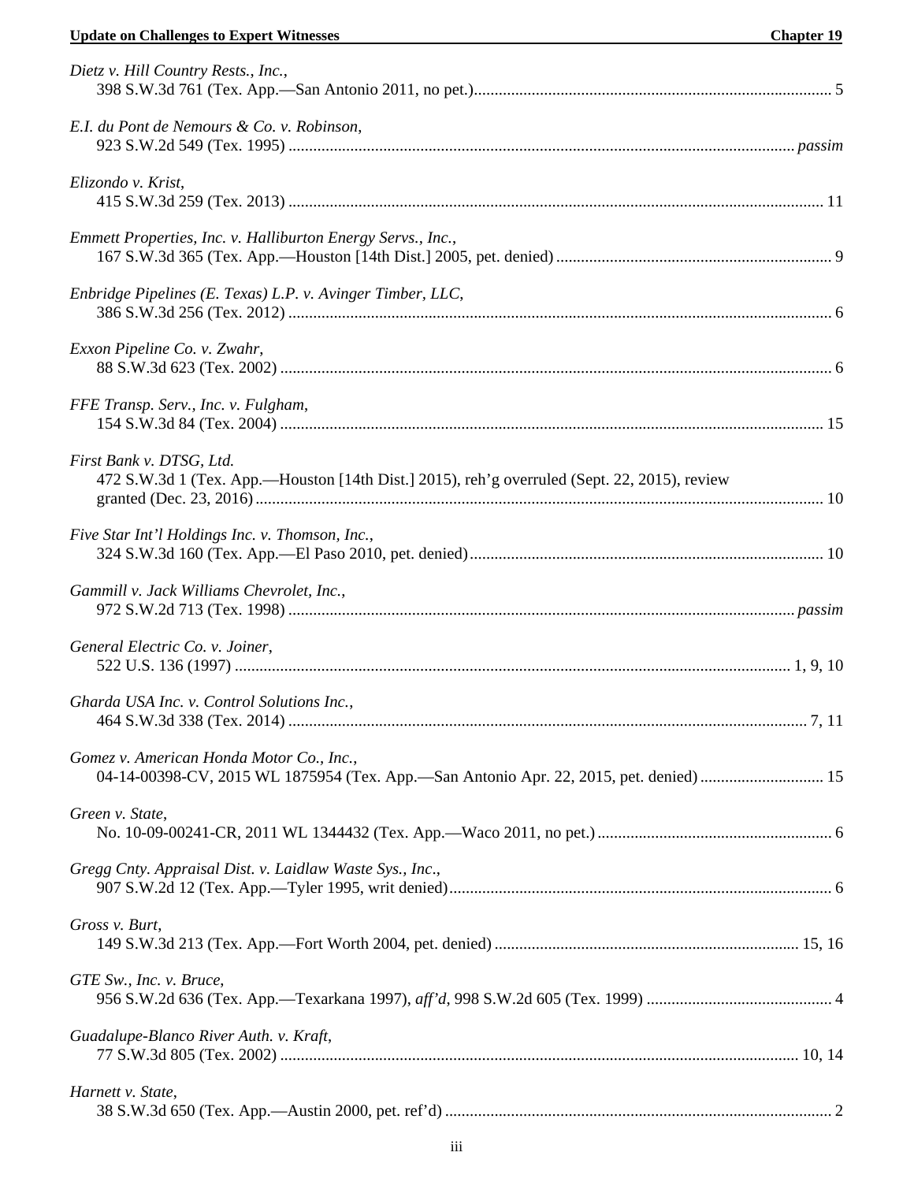*Dietz v. Hill Country Rests., Inc.*,
398 S.W.3d 761 (Tex. App.—San Antonio 2011, no pet.) ........ 5

*E.I. du Pont de Nemours & Co. v. Robinson*,
923 S.W.2d 549 (Tex. 1995) ........ *passim*

*Elizondo v. Krist*,
415 S.W.3d 259 (Tex. 2013) ........ 11

*Emmett Properties, Inc. v. Halliburton Energy Servs., Inc.*,
167 S.W.3d 365 (Tex. App.—Houston [14th Dist.] 2005, pet. denied) ........ 9

*Enbridge Pipelines (E. Texas) L.P. v. Avinger Timber, LLC*,
386 S.W.3d 256 (Tex. 2012) ........ 6

*Exxon Pipeline Co. v. Zwahr*,
88 S.W.3d 623 (Tex. 2002) ........ 6

*FFE Transp. Serv., Inc. v. Fulgham*,
154 S.W.3d 84 (Tex. 2004) ........ 15

*First Bank v. DTSG, Ltd.*
472 S.W.3d 1 (Tex. App.—Houston [14th Dist.] 2015), reh'g overruled (Sept. 22, 2015), review granted (Dec. 23, 2016) ........ 10

*Five Star Int'l Holdings Inc. v. Thomson, Inc.*,
324 S.W.3d 160 (Tex. App.—El Paso 2010, pet. denied) ........ 10

*Gammill v. Jack Williams Chevrolet, Inc.*,
972 S.W.2d 713 (Tex. 1998) ........ *passim*

*General Electric Co. v. Joiner*,
522 U.S. 136 (1997) ........ 1, 9, 10

*Gharda USA Inc. v. Control Solutions Inc.*,
464 S.W.3d 338 (Tex. 2014) ........ 7, 11

*Gomez v. American Honda Motor Co., Inc.*,
04-14-00398-CV, 2015 WL 1875954 (Tex. App.—San Antonio Apr. 22, 2015, pet. denied) ........ 15

*Green v. State*,
No. 10-09-00241-CR, 2011 WL 1344432 (Tex. App.—Waco 2011, no pet.) ........ 6

*Gregg Cnty. Appraisal Dist. v. Laidlaw Waste Sys., Inc.*,
907 S.W.2d 12 (Tex. App.—Tyler 1995, writ denied) ........ 6

*Gross v. Burt*,
149 S.W.3d 213 (Tex. App.—Fort Worth 2004, pet. denied) ........ 15, 16

*GTE Sw., Inc. v. Bruce*,
956 S.W.2d 636 (Tex. App.—Texarkana 1997), *aff'd*, 998 S.W.2d 605 (Tex. 1999) ........ 4

*Guadalupe-Blanco River Auth. v. Kraft*,
77 S.W.3d 805 (Tex. 2002) ........ 10, 14

*Harnett v. State*,
38 S.W.3d 650 (Tex. App.—Austin 2000, pet. ref'd) ........ 2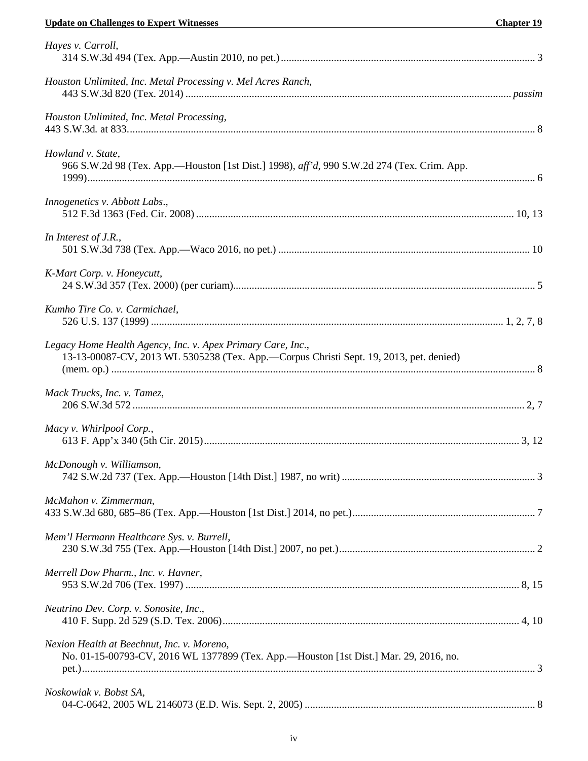*Hayes v. Carroll*,
314 S.W.3d 494 (Tex. App.—Austin 2010, no pet.) ........................................................................................ 3

*Houston Unlimited, Inc. Metal Processing v. Mel Acres Ranch*,
443 S.W.3d 820 (Tex. 2014) ........................................................................................................................ *passim*

*Houston Unlimited, Inc. Metal Processing*,
443 S.W.3d. at 833. ........................................................................................................................................ 8

*Howland v. State*,
966 S.W.2d 98 (Tex. App.—Houston [1st Dist.] 1998), *aff'd*, 990 S.W.2d 274 (Tex. Crim. App. 1999) ........................................................................................................................................................ 6

*Innogenetics v. Abbott Labs.*,
512 F.3d 1363 (Fed. Cir. 2008) ........................................................................................................... 10, 13

*In Interest of J.R.*,
501 S.W.3d 738 (Tex. App.—Waco 2016, no pet.) ................................................................................... 10

*K-Mart Corp. v. Honeycutt*,
24 S.W.3d 357 (Tex. 2000) (per curiam) ...................................................................................................... 5

*Kumho Tire Co. v. Carmichael*,
526 U.S. 137 (1999) ........................................................................................................................ 1, 2, 7, 8

*Legacy Home Health Agency, Inc. v. Apex Primary Care, Inc.*,
13-13-00087-CV, 2013 WL 5305238 (Tex. App.—Corpus Christi Sept. 19, 2013, pet. denied) (mem. op.) ................................................................................................................................................ 8

*Mack Trucks, Inc. v. Tamez*,
206 S.W.3d 572 ....................................................................................................................................... 2, 7

*Macy v. Whirlpool Corp.*,
613 F. App'x 340 (5th Cir. 2015) ........................................................................................................... 3, 12

*McDonough v. Williamson*,
742 S.W.2d 737 (Tex. App.—Houston [14th Dist.] 1987, no writ) ............................................................ 3

*McMahon v. Zimmerman*,
433 S.W.3d 680, 685–86 (Tex. App.—Houston [1st Dist.] 2014, no pet.) .................................................. 7

*Mem'l Hermann Healthcare Sys. v. Burrell*,
230 S.W.3d 755 (Tex. App.—Houston [14th Dist.] 2007, no pet.) ............................................................ 2

*Merrell Dow Pharm., Inc. v. Havner*,
953 S.W.2d 706 (Tex. 1997) ................................................................................................................ 8, 15

*Neutrino Dev. Corp. v. Sonosite, Inc.*,
410 F. Supp. 2d 529 (S.D. Tex. 2006) ................................................................................................. 4, 10

*Nexion Health at Beechnut, Inc. v. Moreno*,
No. 01-15-00793-CV, 2016 WL 1377899 (Tex. App.—Houston [1st Dist.] Mar. 29, 2016, no. pet.) ............................................................................................................................................................ 3

*Noskowiak v. Bobst SA*,
04-C-0642, 2005 WL 2146073 (E.D. Wis. Sept. 2, 2005) ......................................................................... 8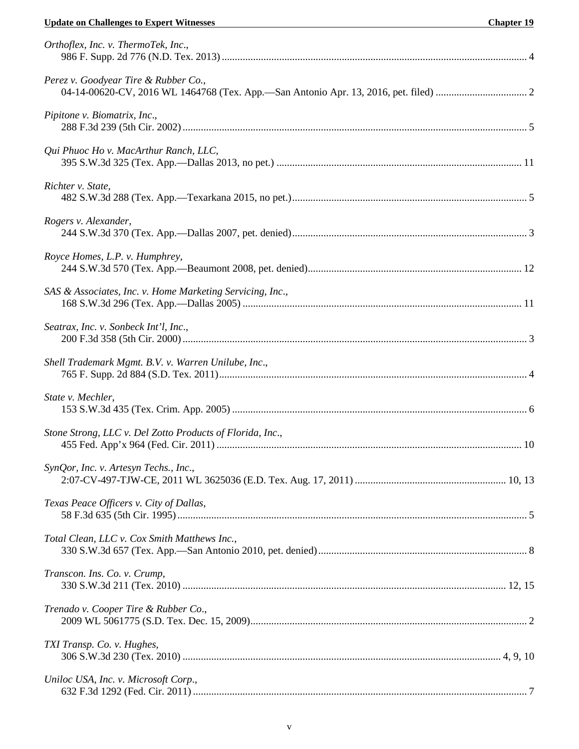*Orthoflex, Inc. v. ThermoTek, Inc.*,
986 F. Supp. 2d 776 (N.D. Tex. 2013) .......... 4

*Perez v. Goodyear Tire & Rubber Co.*,
04-14-00620-CV, 2016 WL 1464768 (Tex. App.—San Antonio Apr. 13, 2016, pet. filed) .......... 2

*Pipitone v. Biomatrix, Inc*.,
288 F.3d 239 (5th Cir. 2002) .......... 5

*Qui Phuoc Ho v. MacArthur Ranch, LLC*,
395 S.W.3d 325 (Tex. App.—Dallas 2013, no pet.) .......... 11

*Richter v. State*,
482 S.W.3d 288 (Tex. App.—Texarkana 2015, no pet.) .......... 5

*Rogers v. Alexander*,
244 S.W.3d 370 (Tex. App.—Dallas 2007, pet. denied) .......... 3

*Royce Homes, L.P. v. Humphrey*,
244 S.W.3d 570 (Tex. App.—Beaumont 2008, pet. denied) .......... 12

*SAS & Associates, Inc. v. Home Marketing Servicing, Inc*.,
168 S.W.3d 296 (Tex. App.—Dallas 2005) .......... 11

*Seatrax, Inc. v. Sonbeck Int'l, Inc*.,
200 F.3d 358 (5th Cir. 2000) .......... 3

*Shell Trademark Mgmt. B.V. v. Warren Unilube, Inc*.,
765 F. Supp. 2d 884 (S.D. Tex. 2011) .......... 4

*State v. Mechler*,
153 S.W.3d 435 (Tex. Crim. App. 2005) .......... 6

*Stone Strong, LLC v. Del Zotto Products of Florida, Inc*.,
455 Fed. App'x 964 (Fed. Cir. 2011) .......... 10

*SynQor, Inc. v. Artesyn Techs., Inc*.,
2:07-CV-497-TJW-CE, 2011 WL 3625036 (E.D. Tex. Aug. 17, 2011) .......... 10, 13

*Texas Peace Officers v. City of Dallas*,
58 F.3d 635 (5th Cir. 1995) .......... 5

*Total Clean, LLC v. Cox Smith Matthews Inc.*,
330 S.W.3d 657 (Tex. App.—San Antonio 2010, pet. denied) .......... 8

*Transcon. Ins. Co. v. Crump*,
330 S.W.3d 211 (Tex. 2010) .......... 12, 15

*Trenado v. Cooper Tire & Rubber Co*.,
2009 WL 5061775 (S.D. Tex. Dec. 15, 2009) .......... 2

*TXI Transp. Co. v. Hughes*,
306 S.W.3d 230 (Tex. 2010) .......... 4, 9, 10

*Uniloc USA, Inc. v. Microsoft Corp*.,
632 F.3d 1292 (Fed. Cir. 2011) .......... 7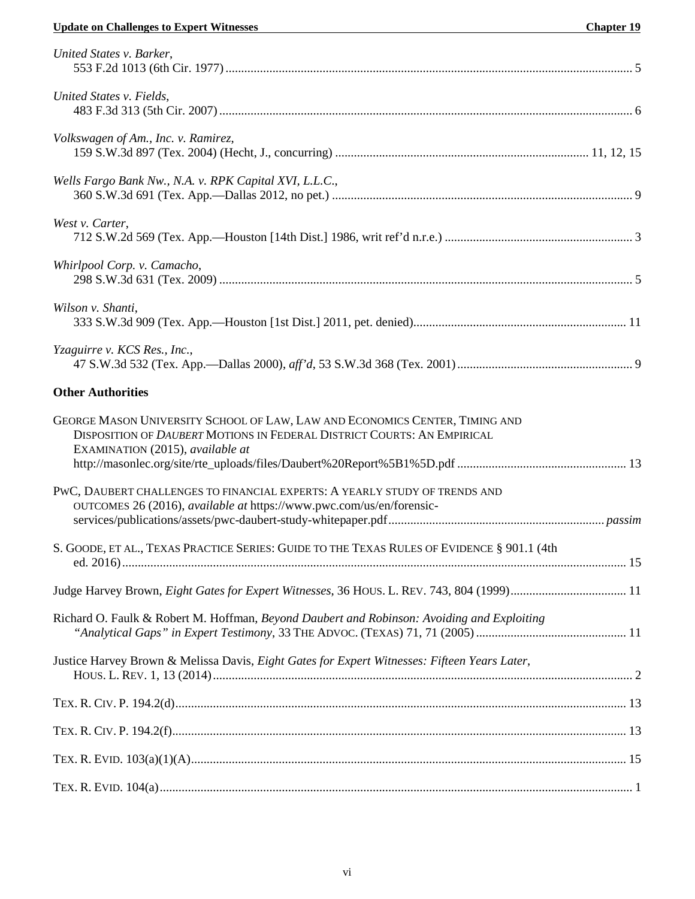*United States v. Barker*,
553 F.2d 1013 (6th Cir. 1977) ........................................................................................................ 5

*United States v. Fields*,
483 F.3d 313 (5th Cir. 2007) ........................................................................................................ 6

*Volkswagen of Am., Inc. v. Ramirez*,
159 S.W.3d 897 (Tex. 2004) (Hecht, J., concurring) ............................................................... 11, 12, 15

*Wells Fargo Bank Nw., N.A. v. RPK Capital XVI, L.L.C.*,
360 S.W.3d 691 (Tex. App.—Dallas 2012, no pet.) ...................................................................... 9

*West v. Carter*,
712 S.W.2d 569 (Tex. App.—Houston [14th Dist.] 1986, writ ref'd n.r.e.) .................................... 3

*Whirlpool Corp. v. Camacho*,
298 S.W.3d 631 (Tex. 2009) .......................................................................................................... 5

*Wilson v. Shanti*,
333 S.W.3d 909 (Tex. App.—Houston [1st Dist.] 2011, pet. denied)............................................ 11

*Yzaguirre v. KCS Res., Inc.*,
47 S.W.3d 532 (Tex. App.—Dallas 2000), *aff'd*, 53 S.W.3d 368 (Tex. 2001) ................................ 9

**Other Authorities**

GEORGE MASON UNIVERSITY SCHOOL OF LAW, LAW AND ECONOMICS CENTER, TIMING AND DISPOSITION OF *DAUBERT* MOTIONS IN FEDERAL DISTRICT COURTS: AN EMPIRICAL EXAMINATION (2015), *available at*
http://masonlec.org/site/rte_uploads/files/Daubert%20Report%5B1%5D.pdf ................................. 13

PWC, DAUBERT CHALLENGES TO FINANCIAL EXPERTS: A YEARLY STUDY OF TRENDS AND OUTCOMES 26 (2016), *available at* https://www.pwc.com/us/en/forensic-services/publications/assets/pwc-daubert-study-whitepaper.pdf ..................................... *passim*

S. GOODE, ET AL., TEXAS PRACTICE SERIES: GUIDE TO THE TEXAS RULES OF EVIDENCE § 901.1 (4th ed. 2016) ........................................................................................................................... 15

Judge Harvey Brown, *Eight Gates for Expert Witnesses*, 36 HOUS. L. REV. 743, 804 (1999)................................. 11

Richard O. Faulk & Robert M. Hoffman, *Beyond Daubert and Robinson: Avoiding and Exploiting "Analytical Gaps" in Expert Testimony*, 33 THE ADVOC. (TEXAS) 71, 71 (2005) ................................ 11

Justice Harvey Brown & Melissa Davis, *Eight Gates for Expert Witnesses: Fifteen Years Later*, HOUS. L. REV. 1, 13 (2014) ........................................................................................................... 2

TEX. R. CIV. P. 194.2(d)................................................................................................................ 13

TEX. R. CIV. P. 194.2(f)................................................................................................................. 13

TEX. R. EVID. 103(a)(1)(A)........................................................................................................... 15

TEX. R. EVID. 104(a)....................................................................................................................... 1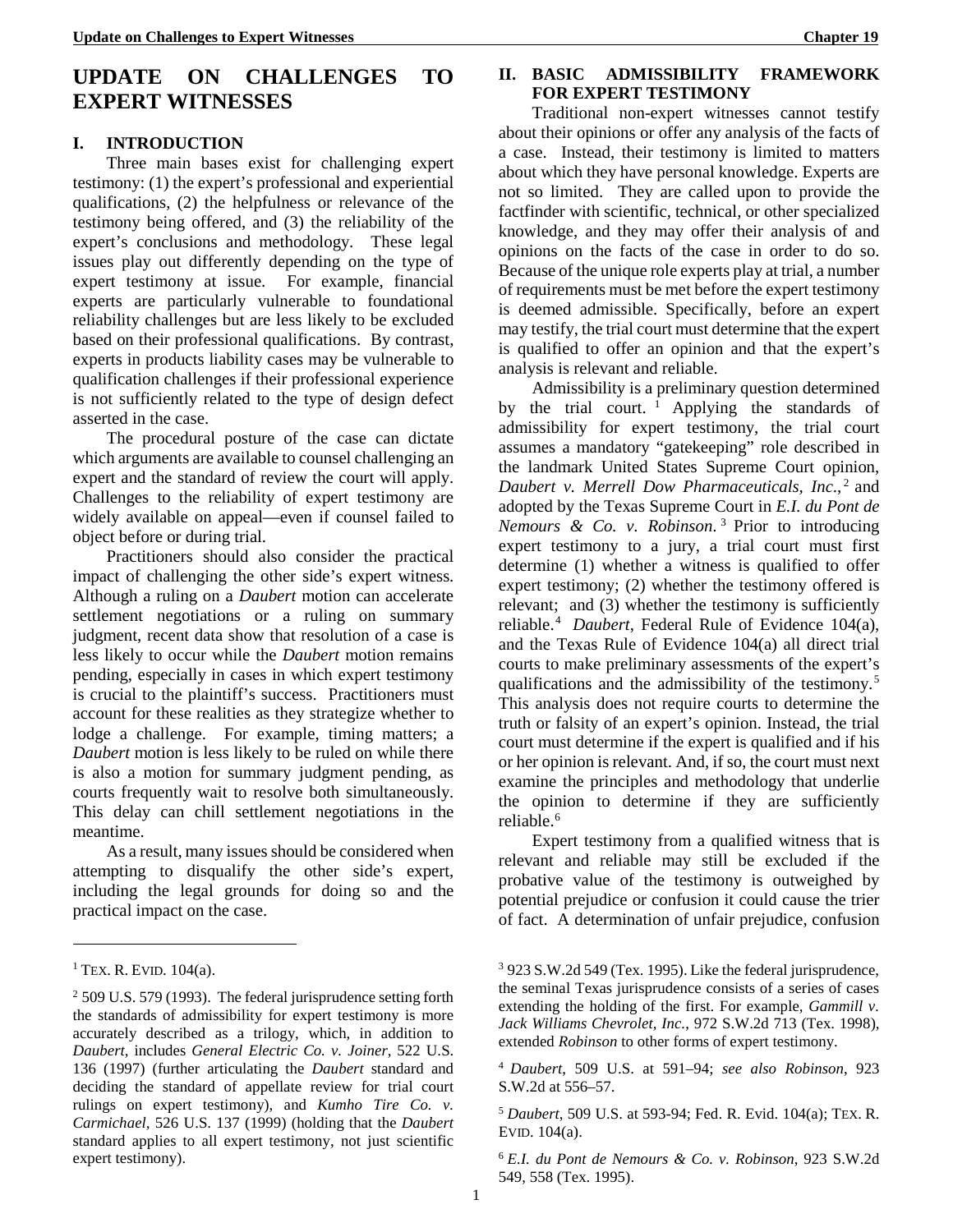# UPDATE ON CHALLENGES TO EXPERT WITNESSES

## I. INTRODUCTION

Three main bases exist for challenging expert testimony: (1) the expert's professional and experiential qualifications, (2) the helpfulness or relevance of the testimony being offered, and (3) the reliability of the expert's conclusions and methodology. These legal issues play out differently depending on the type of expert testimony at issue. For example, financial experts are particularly vulnerable to foundational reliability challenges but are less likely to be excluded based on their professional qualifications. By contrast, experts in products liability cases may be vulnerable to qualification challenges if their professional experience is not sufficiently related to the type of design defect asserted in the case.

The procedural posture of the case can dictate which arguments are available to counsel challenging an expert and the standard of review the court will apply. Challenges to the reliability of expert testimony are widely available on appeal—even if counsel failed to object before or during trial.

Practitioners should also consider the practical impact of challenging the other side's expert witness. Although a ruling on a *Daubert* motion can accelerate settlement negotiations or a ruling on summary judgment, recent data show that resolution of a case is less likely to occur while the *Daubert* motion remains pending, especially in cases in which expert testimony is crucial to the plaintiff's success. Practitioners must account for these realities as they strategize whether to lodge a challenge. For example, timing matters; a *Daubert* motion is less likely to be ruled on while there is also a motion for summary judgment pending, as courts frequently wait to resolve both simultaneously. This delay can chill settlement negotiations in the meantime.

As a result, many issues should be considered when attempting to disqualify the other side's expert, including the legal grounds for doing so and the practical impact on the case.

## II. BASIC ADMISSIBILITY FRAMEWORK FOR EXPERT TESTIMONY

Traditional non-expert witnesses cannot testify about their opinions or offer any analysis of the facts of a case. Instead, their testimony is limited to matters about which they have personal knowledge. Experts are not so limited. They are called upon to provide the factfinder with scientific, technical, or other specialized knowledge, and they may offer their analysis of and opinions on the facts of the case in order to do so. Because of the unique role experts play at trial, a number of requirements must be met before the expert testimony is deemed admissible. Specifically, before an expert may testify, the trial court must determine that the expert is qualified to offer an opinion and that the expert's analysis is relevant and reliable.

Admissibility is a preliminary question determined by the trial court.[1] Applying the standards of admissibility for expert testimony, the trial court assumes a mandatory "gatekeeping" role described in the landmark United States Supreme Court opinion, *Daubert v. Merrell Dow Pharmaceuticals, Inc.*,[2] and adopted by the Texas Supreme Court in *E.I. du Pont de Nemours & Co. v. Robinson*.[3] Prior to introducing expert testimony to a jury, a trial court must first determine (1) whether a witness is qualified to offer expert testimony; (2) whether the testimony offered is relevant; and (3) whether the testimony is sufficiently reliable.[4] *Daubert*, Federal Rule of Evidence 104(a), and the Texas Rule of Evidence 104(a) all direct trial courts to make preliminary assessments of the expert's qualifications and the admissibility of the testimony.[5] This analysis does not require courts to determine the truth or falsity of an expert's opinion. Instead, the trial court must determine if the expert is qualified and if his or her opinion is relevant. And, if so, the court must next examine the principles and methodology that underlie the opinion to determine if they are sufficiently reliable.[6]

Expert testimony from a qualified witness that is relevant and reliable may still be excluded if the probative value of the testimony is outweighed by potential prejudice or confusion it could cause the trier of fact. A determination of unfair prejudice, confusion

---

[1] TEX. R. EVID. 104(a).

[2] 509 U.S. 579 (1993). The federal jurisprudence setting forth the standards of admissibility for expert testimony is more accurately described as a trilogy, which, in addition to *Daubert*, includes *General Electric Co. v. Joiner*, 522 U.S. 136 (1997) (further articulating the *Daubert* standard and deciding the standard of appellate review for trial court rulings on expert testimony), and *Kumho Tire Co. v. Carmichael*, 526 U.S. 137 (1999) (holding that the *Daubert* standard applies to all expert testimony, not just scientific expert testimony).

[3] 923 S.W.2d 549 (Tex. 1995). Like the federal jurisprudence, the seminal Texas jurisprudence consists of a series of cases extending the holding of the first. For example, *Gammill v. Jack Williams Chevrolet, Inc.*, 972 S.W.2d 713 (Tex. 1998), extended *Robinson* to other forms of expert testimony.

[4] *Daubert*, 509 U.S. at 591–94; *see also Robinson*, 923 S.W.2d at 556–57.

[5] *Daubert*, 509 U.S. at 593-94; Fed. R. Evid. 104(a); TEX. R. EVID. 104(a).

[6] *E.I. du Pont de Nemours & Co. v. Robinson*, 923 S.W.2d 549, 558 (Tex. 1995).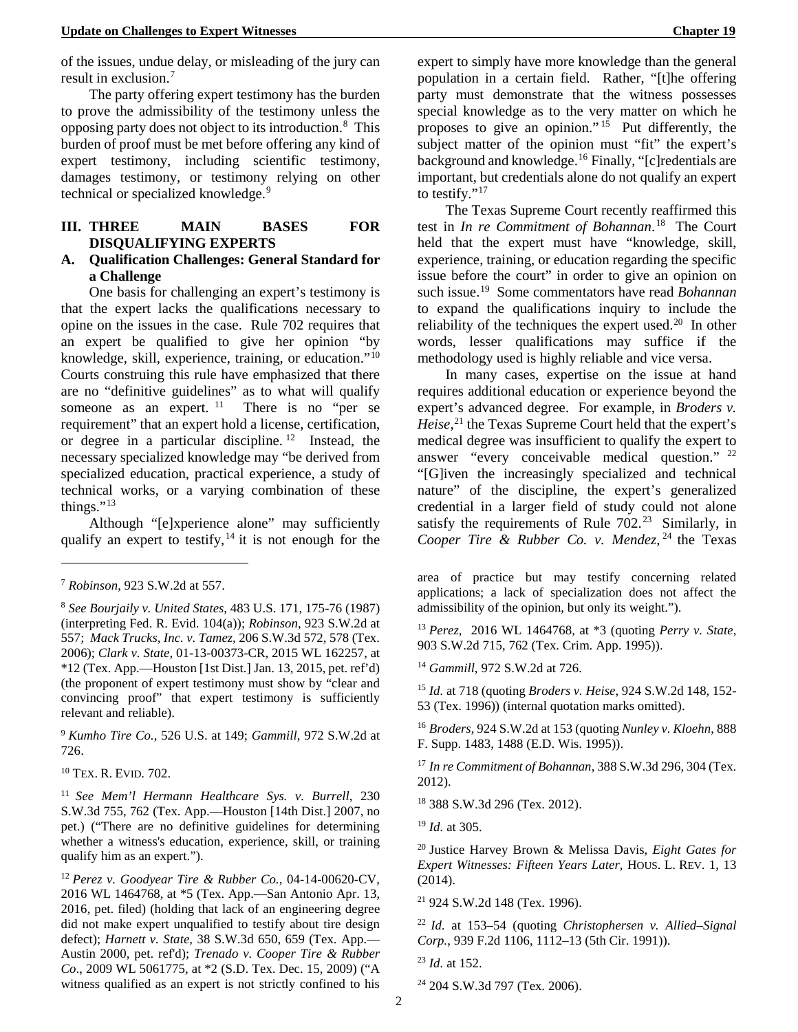of the issues, undue delay, or misleading of the jury can result in exclusion.[7]

The party offering expert testimony has the burden to prove the admissibility of the testimony unless the opposing party does not object to its introduction.[8] This burden of proof must be met before offering any kind of expert testimony, including scientific testimony, damages testimony, or testimony relying on other technical or specialized knowledge.[9]

## III. THREE MAIN BASES FOR DISQUALIFYING EXPERTS

### A. Qualification Challenges: General Standard for a Challenge

One basis for challenging an expert's testimony is that the expert lacks the qualifications necessary to opine on the issues in the case. Rule 702 requires that an expert be qualified to give her opinion "by knowledge, skill, experience, training, or education."[10] Courts construing this rule have emphasized that there are no "definitive guidelines" as to what will qualify someone as an expert.[11] There is no "per se requirement" that an expert hold a license, certification, or degree in a particular discipline.[12] Instead, the necessary specialized knowledge may "be derived from specialized education, practical experience, a study of technical works, or a varying combination of these things."[13]

Although "[e]xperience alone" may sufficiently qualify an expert to testify,[14] it is not enough for the expert to simply have more knowledge than the general population in a certain field. Rather, "[t]he offering party must demonstrate that the witness possesses special knowledge as to the very matter on which he proposes to give an opinion."[15] Put differently, the subject matter of the opinion must "fit" the expert's background and knowledge.[16] Finally, "[c]redentials are important, but credentials alone do not qualify an expert to testify."[17]

The Texas Supreme Court recently reaffirmed this test in *In re Commitment of Bohannan*.[18] The Court held that the expert must have "knowledge, skill, experience, training, or education regarding the specific issue before the court" in order to give an opinion on such issue.[19] Some commentators have read *Bohannan* to expand the qualifications inquiry to include the reliability of the techniques the expert used.[20] In other words, lesser qualifications may suffice if the methodology used is highly reliable and vice versa.

In many cases, expertise on the issue at hand requires additional education or experience beyond the expert's advanced degree. For example, in *Broders v. Heise*,[21] the Texas Supreme Court held that the expert's medical degree was insufficient to qualify the expert to answer "every conceivable medical question."[22] "[G]iven the increasingly specialized and technical nature" of the discipline, the expert's generalized credential in a larger field of study could not alone satisfy the requirements of Rule 702.[23] Similarly, in *Cooper Tire & Rubber Co. v. Mendez*,[24] the Texas

---

[7] *Robinson*, 923 S.W.2d at 557.

[8] *See Bourjaily v. United States*, 483 U.S. 171, 175-76 (1987) (interpreting Fed. R. Evid. 104(a)); *Robinson*, 923 S.W.2d at 557; *Mack Trucks, Inc. v. Tamez*, 206 S.W.3d 572, 578 (Tex. 2006); *Clark v. State*, 01-13-00373-CR, 2015 WL 162257, at *12 (Tex. App.—Houston [1st Dist.] Jan. 13, 2015, pet. ref'd) (the proponent of expert testimony must show by "clear and convincing proof" that expert testimony is sufficiently relevant and reliable).

[9] *Kumho Tire Co.*, 526 U.S. at 149; *Gammill*, 972 S.W.2d at 726.

[10] TEX. R. EVID. 702.

[11] *See Mem'l Hermann Healthcare Sys. v. Burrell*, 230 S.W.3d 755, 762 (Tex. App.—Houston [14th Dist.] 2007, no pet.) ("There are no definitive guidelines for determining whether a witness's education, experience, skill, or training qualify him as an expert.").

[12] *Perez v. Goodyear Tire & Rubber Co.*, 04-14-00620-CV, 2016 WL 1464768, at *5 (Tex. App.—San Antonio Apr. 13, 2016, pet. filed) (holding that lack of an engineering degree did not make expert unqualified to testify about tire design defect); *Harnett v. State*, 38 S.W.3d 650, 659 (Tex. App.—Austin 2000, pet. ref'd); *Trenado v. Cooper Tire & Rubber Co*., 2009 WL 5061775, at *2 (S.D. Tex. Dec. 15, 2009) ("A witness qualified as an expert is not strictly confined to his area of practice but may testify concerning related applications; a lack of specialization does not affect the admissibility of the opinion, but only its weight.").

[13] *Perez*, 2016 WL 1464768, at *3 (quoting *Perry v. State*, 903 S.W.2d 715, 762 (Tex. Crim. App. 1995)).

[14] *Gammill*, 972 S.W.2d at 726.

[15] *Id.* at 718 (quoting *Broders v. Heise*, 924 S.W.2d 148, 152-53 (Tex. 1996)) (internal quotation marks omitted).

[16] *Broders*, 924 S.W.2d at 153 (quoting *Nunley v. Kloehn*, 888 F. Supp. 1483, 1488 (E.D. Wis. 1995)).

[17] *In re Commitment of Bohannan*, 388 S.W.3d 296, 304 (Tex. 2012).

[18] 388 S.W.3d 296 (Tex. 2012).

[19] *Id.* at 305.

[20] Justice Harvey Brown & Melissa Davis, *Eight Gates for Expert Witnesses: Fifteen Years Later*, HOUS. L. REV. 1, 13 (2014).

[21] 924 S.W.2d 148 (Tex. 1996).

[22] *Id.* at 153–54 (quoting *Christophersen v. Allied–Signal Corp.*, 939 F.2d 1106, 1112–13 (5th Cir. 1991)).

[23] *Id.* at 152.

[24] 204 S.W.3d 797 (Tex. 2006).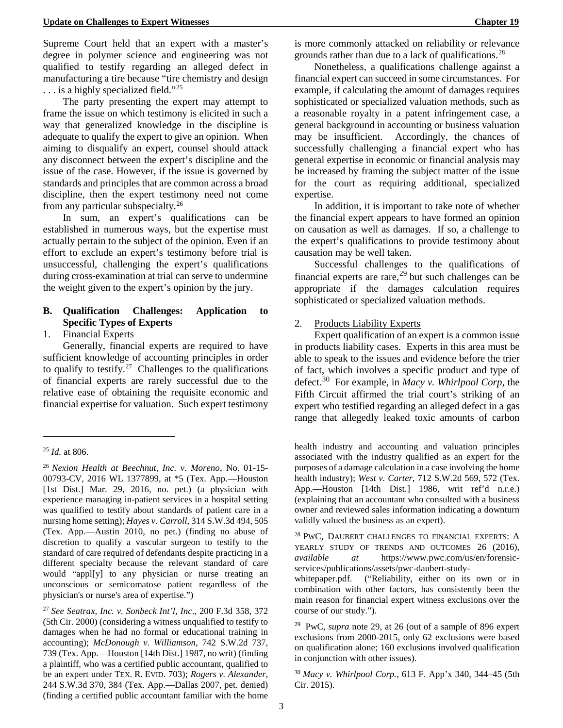Supreme Court held that an expert with a master's degree in polymer science and engineering was not qualified to testify regarding an alleged defect in manufacturing a tire because "tire chemistry and design . . . is a highly specialized field."[25]

The party presenting the expert may attempt to frame the issue on which testimony is elicited in such a way that generalized knowledge in the discipline is adequate to qualify the expert to give an opinion. When aiming to disqualify an expert, counsel should attack any disconnect between the expert's discipline and the issue of the case. However, if the issue is governed by standards and principles that are common across a broad discipline, then the expert testimony need not come from any particular subspecialty.[26]

In sum, an expert's qualifications can be established in numerous ways, but the expertise must actually pertain to the subject of the opinion. Even if an effort to exclude an expert's testimony before trial is unsuccessful, challenging the expert's qualifications during cross-examination at trial can serve to undermine the weight given to the expert's opinion by the jury.

### B. Qualification Challenges: Application to Specific Types of Experts

1. Financial Experts

Generally, financial experts are required to have sufficient knowledge of accounting principles in order to qualify to testify.[27] Challenges to the qualifications of financial experts are rarely successful due to the relative ease of obtaining the requisite economic and financial expertise for valuation. Such expert testimony is more commonly attacked on reliability or relevance grounds rather than due to a lack of qualifications.[28]

Nonetheless, a qualifications challenge against a financial expert can succeed in some circumstances. For example, if calculating the amount of damages requires sophisticated or specialized valuation methods, such as a reasonable royalty in a patent infringement case, a general background in accounting or business valuation may be insufficient. Accordingly, the chances of successfully challenging a financial expert who has general expertise in economic or financial analysis may be increased by framing the subject matter of the issue for the court as requiring additional, specialized expertise.

In addition, it is important to take note of whether the financial expert appears to have formed an opinion on causation as well as damages. If so, a challenge to the expert's qualifications to provide testimony about causation may be well taken.

Successful challenges to the qualifications of financial experts are rare,[29] but such challenges can be appropriate if the damages calculation requires sophisticated or specialized valuation methods.

2. Products Liability Experts

Expert qualification of an expert is a common issue in products liability cases. Experts in this area must be able to speak to the issues and evidence before the trier of fact, which involves a specific product and type of defect.[30] For example, in *Macy v. Whirlpool Corp*, the Fifth Circuit affirmed the trial court's striking of an expert who testified regarding an alleged defect in a gas range that allegedly leaked toxic amounts of carbon

---

[25] *Id.* at 806.

[26] *Nexion Health at Beechnut, Inc. v. Moreno*, No. 01-15-00793-CV, 2016 WL 1377899, at *5 (Tex. App.—Houston [1st Dist.] Mar. 29, 2016, no. pet.) (a physician with experience managing in-patient services in a hospital setting was qualified to testify about standards of patient care in a nursing home setting); *Hayes v. Carroll*, 314 S.W.3d 494, 505 (Tex. App.—Austin 2010, no pet.) (finding no abuse of discretion to qualify a vascular surgeon to testify to the standard of care required of defendants despite practicing in a different specialty because the relevant standard of care would "appl[y] to any physician or nurse treating an unconscious or semicomatose patient regardless of the physician's or nurse's area of expertise.")

[27] *See Seatrax, Inc. v. Sonbeck Int'l, Inc.*, 200 F.3d 358, 372 (5th Cir. 2000) (considering a witness unqualified to testify to damages when he had no formal or educational training in accounting); *McDonough v. Williamson*, 742 S.W.2d 737, 739 (Tex. App.—Houston [14th Dist.] 1987, no writ) (finding a plaintiff, who was a certified public accountant, qualified to be an expert under TEX. R. EVID. 703); *Rogers v. Alexander*, 244 S.W.3d 370, 384 (Tex. App.—Dallas 2007, pet. denied) (finding a certified public accountant familiar with the home health industry and accounting and valuation principles associated with the industry qualified as an expert for the purposes of a damage calculation in a case involving the home health industry); *West v. Carter*, 712 S.W.2d 569, 572 (Tex. App.—Houston [14th Dist.] 1986, writ ref'd n.r.e.) (explaining that an accountant who consulted with a business owner and reviewed sales information indicating a downturn validly valued the business as an expert).

[28] PwC, DAUBERT CHALLENGES TO FINANCIAL EXPERTS: A YEARLY STUDY OF TRENDS AND OUTCOMES 26 (2016), *available at* https://www.pwc.com/us/en/forensic-services/publications/assets/pwc-daubert-study-whitepaper.pdf. ("Reliability, either on its own or in combination with other factors, has consistently been the main reason for financial expert witness exclusions over the course of our study.").

[29] PwC, *supra* note 29, at 26 (out of a sample of 896 expert exclusions from 2000-2015, only 62 exclusions were based on qualification alone; 160 exclusions involved qualification in conjunction with other issues).

[30] *Macy v. Whirlpool Corp.*, 613 F. App'x 340, 344–45 (5th Cir. 2015).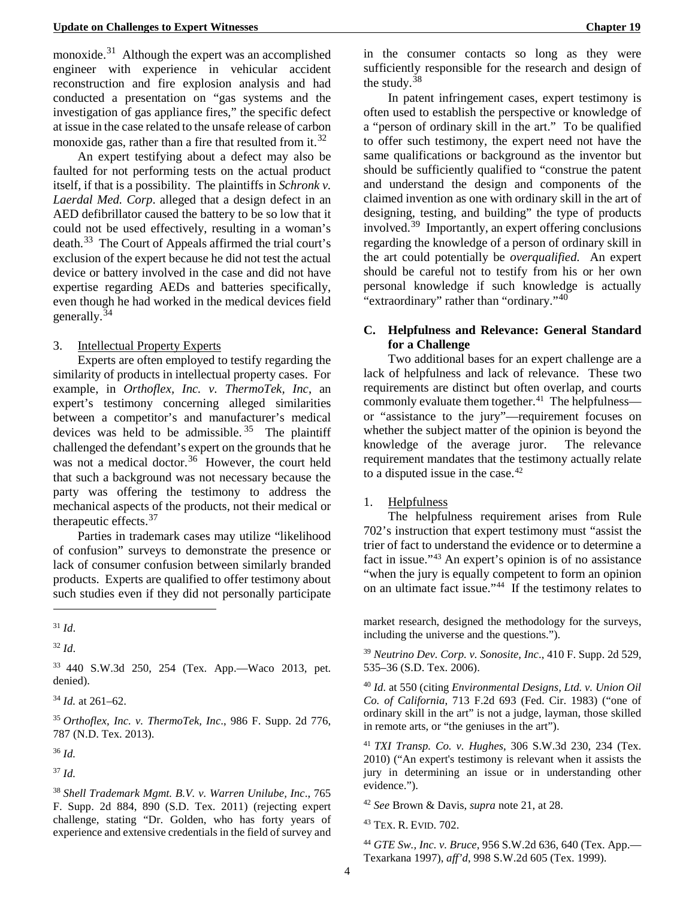monoxide.[31] Although the expert was an accomplished engineer with experience in vehicular accident reconstruction and fire explosion analysis and had conducted a presentation on "gas systems and the investigation of gas appliance fires," the specific defect at issue in the case related to the unsafe release of carbon monoxide gas, rather than a fire that resulted from it.[32]

An expert testifying about a defect may also be faulted for not performing tests on the actual product itself, if that is a possibility. The plaintiffs in *Schronk v. Laerdal Med. Corp*. alleged that a design defect in an AED defibrillator caused the battery to be so low that it could not be used effectively, resulting in a woman's death.[33] The Court of Appeals affirmed the trial court's exclusion of the expert because he did not test the actual device or battery involved in the case and did not have expertise regarding AEDs and batteries specifically, even though he had worked in the medical devices field generally.[34]

3. <u>Intellectual Property Experts</u>

Experts are often employed to testify regarding the similarity of products in intellectual property cases. For example, in *Orthoflex, Inc. v. ThermoTek, Inc*, an expert's testimony concerning alleged similarities between a competitor's and manufacturer's medical devices was held to be admissible.[35] The plaintiff challenged the defendant's expert on the grounds that he was not a medical doctor.[36] However, the court held that such a background was not necessary because the party was offering the testimony to address the mechanical aspects of the products, not their medical or therapeutic effects.[37]

Parties in trademark cases may utilize "likelihood of confusion" surveys to demonstrate the presence or lack of consumer confusion between similarly branded products. Experts are qualified to offer testimony about such studies even if they did not personally participate in the consumer contacts so long as they were sufficiently responsible for the research and design of the study.[38]

In patent infringement cases, expert testimony is often used to establish the perspective or knowledge of a "person of ordinary skill in the art." To be qualified to offer such testimony, the expert need not have the same qualifications or background as the inventor but should be sufficiently qualified to "construe the patent and understand the design and components of the claimed invention as one with ordinary skill in the art of designing, testing, and building" the type of products involved.[39] Importantly, an expert offering conclusions regarding the knowledge of a person of ordinary skill in the art could potentially be *overqualified*. An expert should be careful not to testify from his or her own personal knowledge if such knowledge is actually "extraordinary" rather than "ordinary."[40]

**C. Helpfulness and Relevance: General Standard for a Challenge**

Two additional bases for an expert challenge are a lack of helpfulness and lack of relevance. These two requirements are distinct but often overlap, and courts commonly evaluate them together.[41] The helpfulness—or "assistance to the jury"—requirement focuses on whether the subject matter of the opinion is beyond the knowledge of the average juror. The relevance requirement mandates that the testimony actually relate to a disputed issue in the case.[42]

1. <u>Helpfulness</u>

The helpfulness requirement arises from Rule 702's instruction that expert testimony must "assist the trier of fact to understand the evidence or to determine a fact in issue."[43] An expert's opinion is of no assistance "when the jury is equally competent to form an opinion on an ultimate fact issue."[44] If the testimony relates to

---

[31] *Id*.

[32] *Id*.

[33] 440 S.W.3d 250, 254 (Tex. App.—Waco 2013, pet. denied).

[34] *Id.* at 261–62.

[35] *Orthoflex, Inc. v. ThermoTek, Inc*., 986 F. Supp. 2d 776, 787 (N.D. Tex. 2013).

[36] *Id.*

[37] *Id.*

[38] *Shell Trademark Mgmt. B.V. v. Warren Unilube, Inc*., 765 F. Supp. 2d 884, 890 (S.D. Tex. 2011) (rejecting expert challenge, stating "Dr. Golden, who has forty years of experience and extensive credentials in the field of survey and market research, designed the methodology for the surveys, including the universe and the questions.").

[39] *Neutrino Dev. Corp. v. Sonosite, Inc*., 410 F. Supp. 2d 529, 535–36 (S.D. Tex. 2006).

[40] *Id*. at 550 (citing *Environmental Designs, Ltd. v. Union Oil Co. of California*, 713 F.2d 693 (Fed. Cir. 1983) ("one of ordinary skill in the art" is not a judge, layman, those skilled in remote arts, or "the geniuses in the art").

[41] *TXI Transp. Co. v. Hughes*, 306 S.W.3d 230, 234 (Tex. 2010) ("An expert's testimony is relevant when it assists the jury in determining an issue or in understanding other evidence.").

[42] *See* Brown & Davis, *supra* note 21, at 28.

[43] TEX. R. EVID. 702.

[44] *GTE Sw., Inc. v. Bruce*, 956 S.W.2d 636, 640 (Tex. App.—Texarkana 1997), *aff'd*, 998 S.W.2d 605 (Tex. 1999).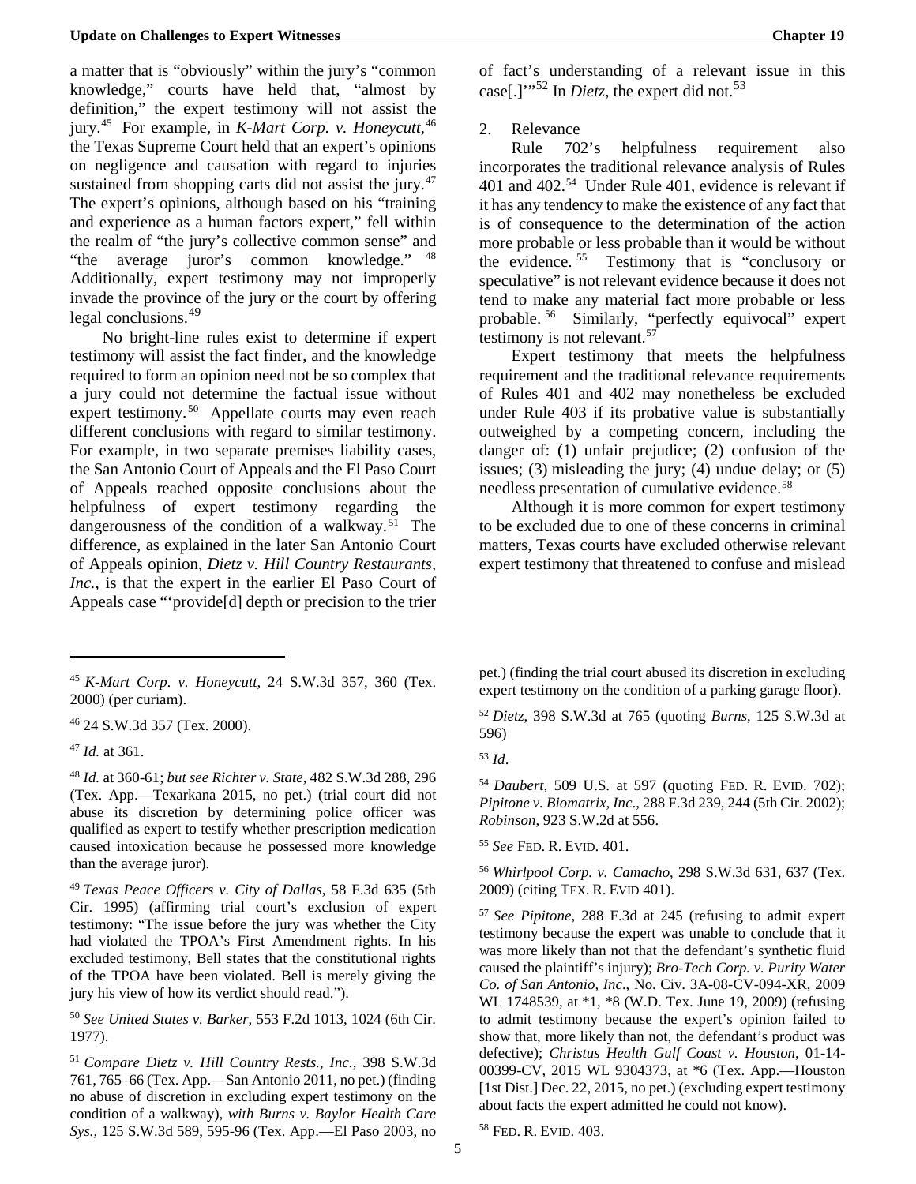a matter that is "obviously" within the jury's "common knowledge," courts have held that, "almost by definition," the expert testimony will not assist the jury.[45] For example, in *K-Mart Corp. v. Honeycutt*,[46] the Texas Supreme Court held that an expert's opinions on negligence and causation with regard to injuries sustained from shopping carts did not assist the jury.[47] The expert's opinions, although based on his "training and experience as a human factors expert," fell within the realm of "the jury's collective common sense" and "the average juror's common knowledge." [48] Additionally, expert testimony may not improperly invade the province of the jury or the court by offering legal conclusions.[49]

No bright-line rules exist to determine if expert testimony will assist the fact finder, and the knowledge required to form an opinion need not be so complex that a jury could not determine the factual issue without expert testimony.[50] Appellate courts may even reach different conclusions with regard to similar testimony. For example, in two separate premises liability cases, the San Antonio Court of Appeals and the El Paso Court of Appeals reached opposite conclusions about the helpfulness of expert testimony regarding the dangerousness of the condition of a walkway.[51] The difference, as explained in the later San Antonio Court of Appeals opinion, *Dietz v. Hill Country Restaurants, Inc.*, is that the expert in the earlier El Paso Court of Appeals case "'provide[d] depth or precision to the trier of fact's understanding of a relevant issue in this case[.]'"[52] In *Dietz*, the expert did not.[53]

2. Relevance

Rule 702's helpfulness requirement also incorporates the traditional relevance analysis of Rules 401 and 402.[54] Under Rule 401, evidence is relevant if it has any tendency to make the existence of any fact that is of consequence to the determination of the action more probable or less probable than it would be without the evidence.[55] Testimony that is "conclusory or speculative" is not relevant evidence because it does not tend to make any material fact more probable or less probable.[56] Similarly, "perfectly equivocal" expert testimony is not relevant.[57]

Expert testimony that meets the helpfulness requirement and the traditional relevance requirements of Rules 401 and 402 may nonetheless be excluded under Rule 403 if its probative value is substantially outweighed by a competing concern, including the danger of: (1) unfair prejudice; (2) confusion of the issues; (3) misleading the jury; (4) undue delay; or (5) needless presentation of cumulative evidence.[58]

Although it is more common for expert testimony to be excluded due to one of these concerns in criminal matters, Texas courts have excluded otherwise relevant expert testimony that threatened to confuse and mislead

---

[45] *K-Mart Corp. v. Honeycutt,* 24 S.W.3d 357, 360 (Tex. 2000) (per curiam).

[46] 24 S.W.3d 357 (Tex. 2000).

[47] *Id.* at 361.

[48] *Id.* at 360-61; *but see Richter v. State*, 482 S.W.3d 288, 296 (Tex. App.—Texarkana 2015, no pet.) (trial court did not abuse its discretion by determining police officer was qualified as expert to testify whether prescription medication caused intoxication because he possessed more knowledge than the average juror).

[49] *Texas Peace Officers v. City of Dallas*, 58 F.3d 635 (5th Cir. 1995) (affirming trial court's exclusion of expert testimony: "The issue before the jury was whether the City had violated the TPOA's First Amendment rights. In his excluded testimony, Bell states that the constitutional rights of the TPOA have been violated. Bell is merely giving the jury his view of how its verdict should read.").

[50] *See United States v. Barker*, 553 F.2d 1013, 1024 (6th Cir. 1977).

[51] *Compare Dietz v. Hill Country Rests., Inc.*, 398 S.W.3d 761, 765–66 (Tex. App.—San Antonio 2011, no pet.) (finding no abuse of discretion in excluding expert testimony on the condition of a walkway), *with Burns v. Baylor Health Care Sys.*, 125 S.W.3d 589, 595-96 (Tex. App.—El Paso 2003, no pet.) (finding the trial court abused its discretion in excluding expert testimony on the condition of a parking garage floor).

[52] *Dietz*, 398 S.W.3d at 765 (quoting *Burns*, 125 S.W.3d at 596)

[53] *Id*.

[54] *Daubert,* 509 U.S. at 597 (quoting FED. R. EVID. 702); *Pipitone v. Biomatrix, Inc*., 288 F.3d 239, 244 (5th Cir. 2002); *Robinson*, 923 S.W.2d at 556.

[55] *See* FED. R. EVID. 401.

[56] *Whirlpool Corp. v. Camacho*, 298 S.W.3d 631, 637 (Tex. 2009) (citing TEX. R. EVID 401).

[57] *See Pipitone*, 288 F.3d at 245 (refusing to admit expert testimony because the expert was unable to conclude that it was more likely than not that the defendant's synthetic fluid caused the plaintiff's injury); *Bro-Tech Corp. v. Purity Water Co. of San Antonio, Inc*., No. Civ. 3A-08-CV-094-XR, 2009 WL 1748539, at *1, *8 (W.D. Tex. June 19, 2009) (refusing to admit testimony because the expert's opinion failed to show that, more likely than not, the defendant's product was defective); *Christus Health Gulf Coast v. Houston*, 01-14-00399-CV, 2015 WL 9304373, at *6 (Tex. App.—Houston [1st Dist.] Dec. 22, 2015, no pet.) (excluding expert testimony about facts the expert admitted he could not know).

[58] FED. R. EVID. 403.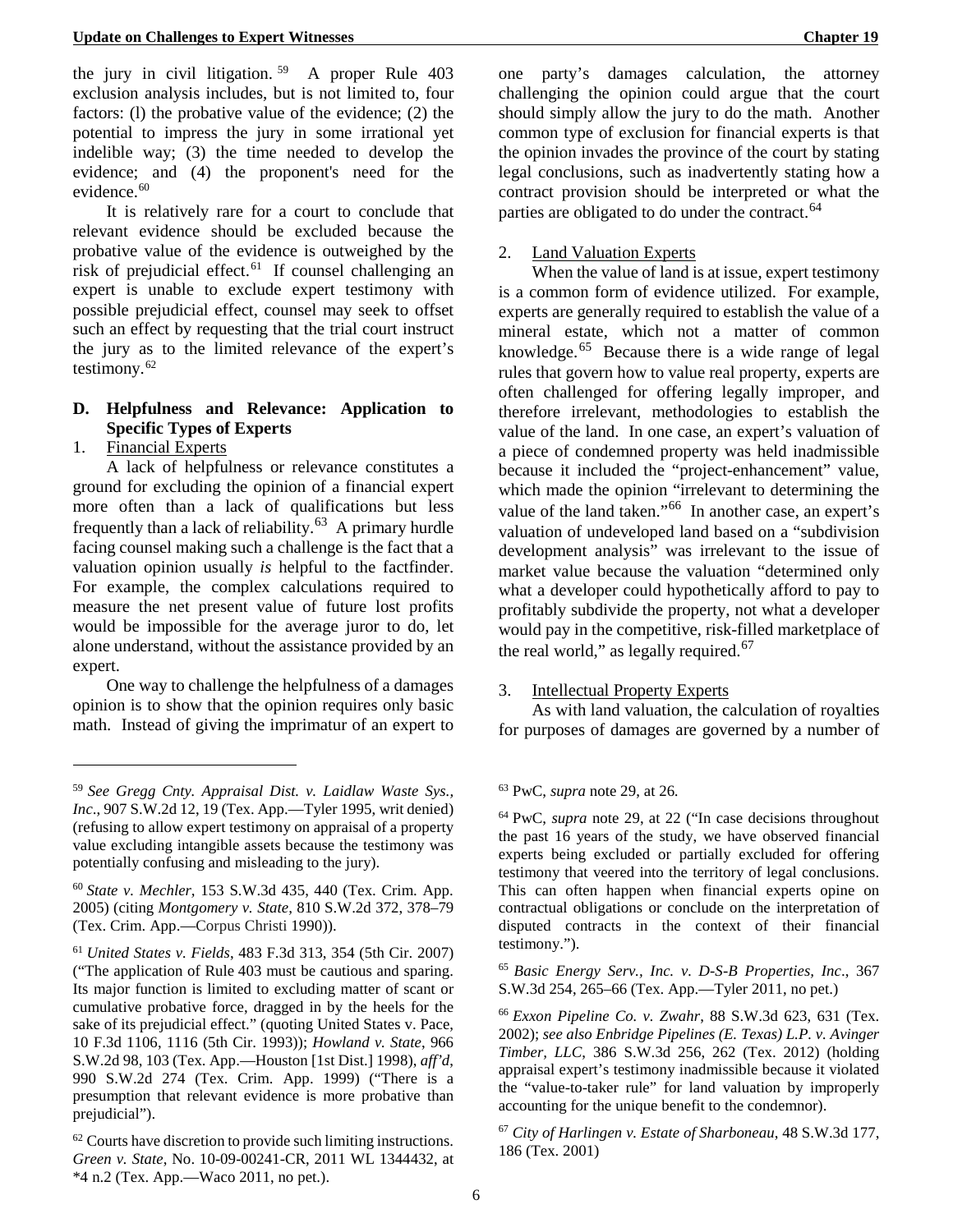the jury in civil litigation.[59] A proper Rule 403 exclusion analysis includes, but is not limited to, four factors: (l) the probative value of the evidence; (2) the potential to impress the jury in some irrational yet indelible way; (3) the time needed to develop the evidence; and (4) the proponent's need for the evidence.[60]

It is relatively rare for a court to conclude that relevant evidence should be excluded because the probative value of the evidence is outweighed by the risk of prejudicial effect.[61] If counsel challenging an expert is unable to exclude expert testimony with possible prejudicial effect, counsel may seek to offset such an effect by requesting that the trial court instruct the jury as to the limited relevance of the expert's testimony.[62]

### D. Helpfulness and Relevance: Application to Specific Types of Experts

1. Financial Experts

A lack of helpfulness or relevance constitutes a ground for excluding the opinion of a financial expert more often than a lack of qualifications but less frequently than a lack of reliability.[63] A primary hurdle facing counsel making such a challenge is the fact that a valuation opinion usually *is* helpful to the factfinder. For example, the complex calculations required to measure the net present value of future lost profits would be impossible for the average juror to do, let alone understand, without the assistance provided by an expert.

One way to challenge the helpfulness of a damages opinion is to show that the opinion requires only basic math. Instead of giving the imprimatur of an expert to one party's damages calculation, the attorney challenging the opinion could argue that the court should simply allow the jury to do the math. Another common type of exclusion for financial experts is that the opinion invades the province of the court by stating legal conclusions, such as inadvertently stating how a contract provision should be interpreted or what the parties are obligated to do under the contract.[64]

2. Land Valuation Experts

When the value of land is at issue, expert testimony is a common form of evidence utilized. For example, experts are generally required to establish the value of a mineral estate, which not a matter of common knowledge.[65] Because there is a wide range of legal rules that govern how to value real property, experts are often challenged for offering legally improper, and therefore irrelevant, methodologies to establish the value of the land. In one case, an expert's valuation of a piece of condemned property was held inadmissible because it included the "project-enhancement" value, which made the opinion "irrelevant to determining the value of the land taken."[66] In another case, an expert's valuation of undeveloped land based on a "subdivision development analysis" was irrelevant to the issue of market value because the valuation "determined only what a developer could hypothetically afford to pay to profitably subdivide the property, not what a developer would pay in the competitive, risk-filled marketplace of the real world," as legally required.[67]

3. Intellectual Property Experts

As with land valuation, the calculation of royalties for purposes of damages are governed by a number of

---

[59] *See Gregg Cnty. Appraisal Dist. v. Laidlaw Waste Sys., Inc*., 907 S.W.2d 12, 19 (Tex. App.—Tyler 1995, writ denied) (refusing to allow expert testimony on appraisal of a property value excluding intangible assets because the testimony was potentially confusing and misleading to the jury).

[60] *State v. Mechler*, 153 S.W.3d 435, 440 (Tex. Crim. App. 2005) (citing *Montgomery v. State*, 810 S.W.2d 372, 378–79 (Tex. Crim. App.—Corpus Christi 1990)).

[61] *United States v. Fields*, 483 F.3d 313, 354 (5th Cir. 2007) ("The application of Rule 403 must be cautious and sparing. Its major function is limited to excluding matter of scant or cumulative probative force, dragged in by the heels for the sake of its prejudicial effect." (quoting United States v. Pace, 10 F.3d 1106, 1116 (5th Cir. 1993)); *Howland v. State*, 966 S.W.2d 98, 103 (Tex. App.—Houston [1st Dist.] 1998), *aff'd*, 990 S.W.2d 274 (Tex. Crim. App. 1999) ("There is a presumption that relevant evidence is more probative than prejudicial").

[62] Courts have discretion to provide such limiting instructions. *Green v. State*, No. 10-09-00241-CR, 2011 WL 1344432, at *4 n.2 (Tex. App.—Waco 2011, no pet.).

[63] PwC, *supra* note 29, at 26.

[64] PwC, *supra* note 29, at 22 ("In case decisions throughout the past 16 years of the study, we have observed financial experts being excluded or partially excluded for offering testimony that veered into the territory of legal conclusions. This can often happen when financial experts opine on contractual obligations or conclude on the interpretation of disputed contracts in the context of their financial testimony.").

[65] *Basic Energy Serv., Inc. v. D-S-B Properties, Inc*., 367 S.W.3d 254, 265–66 (Tex. App.—Tyler 2011, no pet.)

[66] *Exxon Pipeline Co. v. Zwahr*, 88 S.W.3d 623, 631 (Tex. 2002); *see also Enbridge Pipelines (E. Texas) L.P. v. Avinger Timber, LLC*, 386 S.W.3d 256, 262 (Tex. 2012) (holding appraisal expert's testimony inadmissible because it violated the "value-to-taker rule" for land valuation by improperly accounting for the unique benefit to the condemnor).

[67] *City of Harlingen v. Estate of Sharboneau*, 48 S.W.3d 177, 186 (Tex. 2001)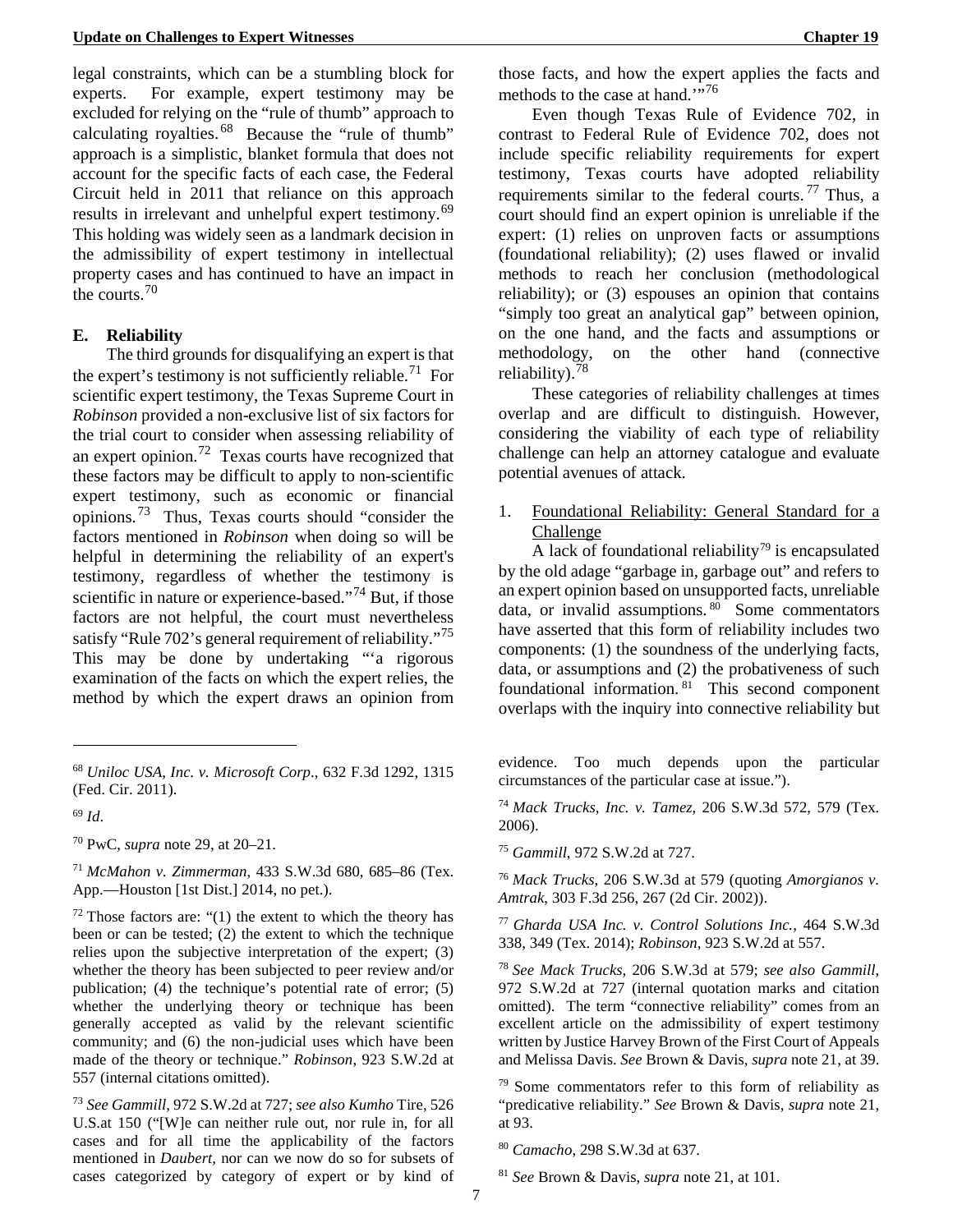legal constraints, which can be a stumbling block for experts. For example, expert testimony may be excluded for relying on the "rule of thumb" approach to calculating royalties.[68] Because the "rule of thumb" approach is a simplistic, blanket formula that does not account for the specific facts of each case, the Federal Circuit held in 2011 that reliance on this approach results in irrelevant and unhelpful expert testimony.[69] This holding was widely seen as a landmark decision in the admissibility of expert testimony in intellectual property cases and has continued to have an impact in the courts.[70]

### E. Reliability

The third grounds for disqualifying an expert is that the expert's testimony is not sufficiently reliable.[71] For scientific expert testimony, the Texas Supreme Court in *Robinson* provided a non-exclusive list of six factors for the trial court to consider when assessing reliability of an expert opinion.[72] Texas courts have recognized that these factors may be difficult to apply to non-scientific expert testimony, such as economic or financial opinions.[73] Thus, Texas courts should "consider the factors mentioned in *Robinson* when doing so will be helpful in determining the reliability of an expert's testimony, regardless of whether the testimony is scientific in nature or experience-based."[74] But, if those factors are not helpful, the court must nevertheless satisfy "Rule 702's general requirement of reliability."[75] This may be done by undertaking "'a rigorous examination of the facts on which the expert relies, the method by which the expert draws an opinion from those facts, and how the expert applies the facts and methods to the case at hand.'"[76]

Even though Texas Rule of Evidence 702, in contrast to Federal Rule of Evidence 702, does not include specific reliability requirements for expert testimony, Texas courts have adopted reliability requirements similar to the federal courts.[77] Thus, a court should find an expert opinion is unreliable if the expert: (1) relies on unproven facts or assumptions (foundational reliability); (2) uses flawed or invalid methods to reach her conclusion (methodological reliability); or (3) espouses an opinion that contains "simply too great an analytical gap" between opinion, on the one hand, and the facts and assumptions or methodology, on the other hand (connective reliability).[78]

These categories of reliability challenges at times overlap and are difficult to distinguish. However, considering the viability of each type of reliability challenge can help an attorney catalogue and evaluate potential avenues of attack.

1. Foundational Reliability: General Standard for a Challenge

A lack of foundational reliability[79] is encapsulated by the old adage "garbage in, garbage out" and refers to an expert opinion based on unsupported facts, unreliable data, or invalid assumptions.[80] Some commentators have asserted that this form of reliability includes two components: (1) the soundness of the underlying facts, data, or assumptions and (2) the probativeness of such foundational information.[81] This second component overlaps with the inquiry into connective reliability but

---

[68] *Uniloc USA, Inc. v. Microsoft Corp*., 632 F.3d 1292, 1315 (Fed. Cir. 2011).

[69] *Id*.

[70] PwC, *supra* note 29, at 20–21.

[71] *McMahon v. Zimmerman*, 433 S.W.3d 680, 685–86 (Tex. App.—Houston [1st Dist.] 2014, no pet.).

[72] Those factors are: "(1) the extent to which the theory has been or can be tested; (2) the extent to which the technique relies upon the subjective interpretation of the expert; (3) whether the theory has been subjected to peer review and/or publication; (4) the technique's potential rate of error; (5) whether the underlying theory or technique has been generally accepted as valid by the relevant scientific community; and (6) the non-judicial uses which have been made of the theory or technique." *Robinson*, 923 S.W.2d at 557 (internal citations omitted).

[73] *See Gammill*, 972 S.W.2d at 727; *see also Kumho* Tire, 526 U.S.at 150 ("[W]e can neither rule out, nor rule in, for all cases and for all time the applicability of the factors mentioned in *Daubert*, nor can we now do so for subsets of cases categorized by category of expert or by kind of evidence. Too much depends upon the particular circumstances of the particular case at issue.").

[74] *Mack Trucks, Inc. v. Tamez*, 206 S.W.3d 572, 579 (Tex. 2006).

[75] *Gammill*, 972 S.W.2d at 727.

[76] *Mack Trucks*, 206 S.W.3d at 579 (quoting *Amorgianos v. Amtrak*, 303 F.3d 256, 267 (2d Cir. 2002)).

[77] *Gharda USA Inc. v. Control Solutions Inc.*, 464 S.W.3d 338, 349 (Tex. 2014); *Robinson*, 923 S.W.2d at 557.

[78] *See Mack Trucks*, 206 S.W.3d at 579; *see also Gammill*, 972 S.W.2d at 727 (internal quotation marks and citation omitted). The term "connective reliability" comes from an excellent article on the admissibility of expert testimony written by Justice Harvey Brown of the First Court of Appeals and Melissa Davis. *See* Brown & Davis, *supra* note 21, at 39.

[79] Some commentators refer to this form of reliability as "predicative reliability." *See* Brown & Davis, *supra* note 21, at 93.

[80] *Camacho*, 298 S.W.3d at 637.

[81] *See* Brown & Davis, *supra* note 21, at 101.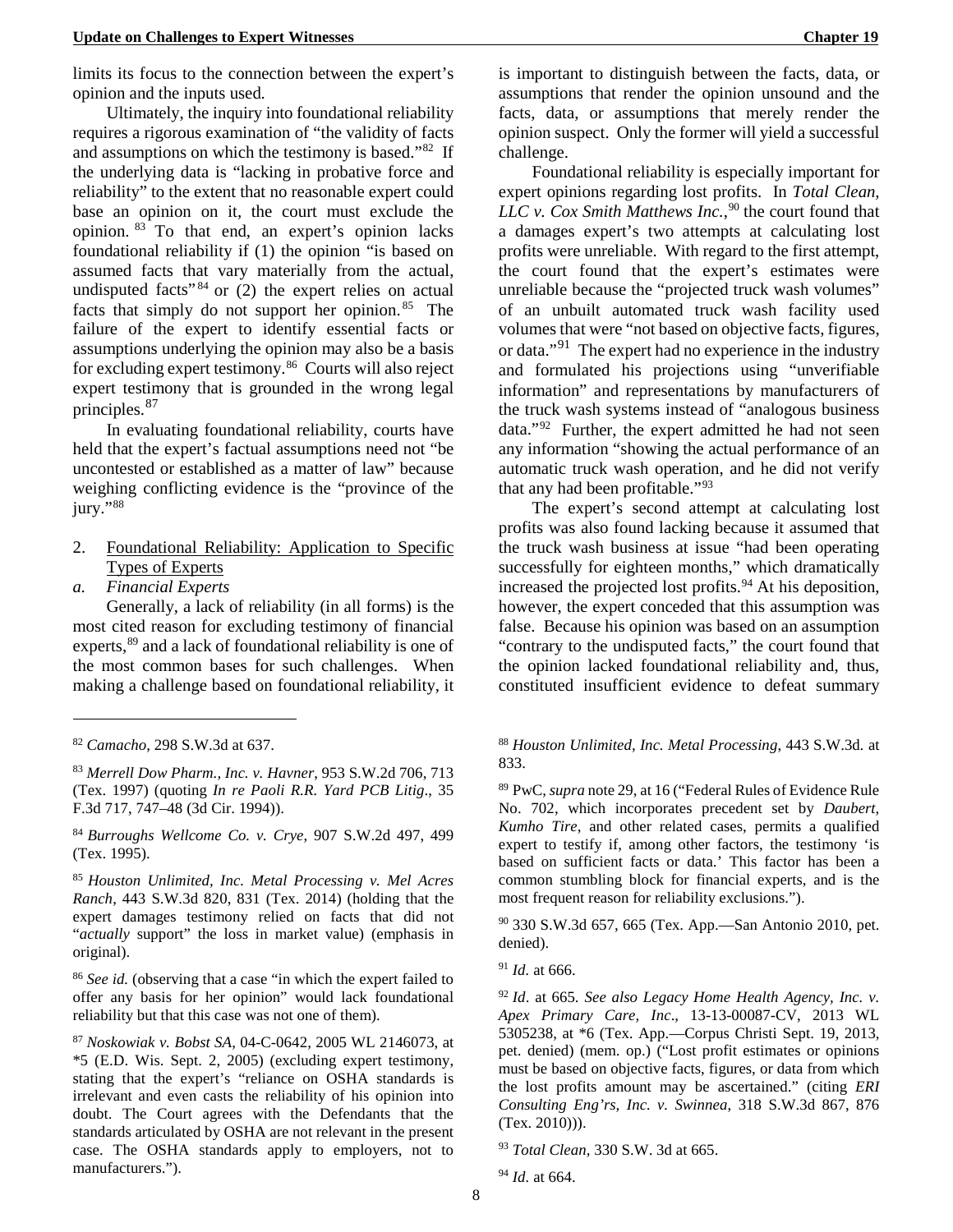limits its focus to the connection between the expert's opinion and the inputs used.

Ultimately, the inquiry into foundational reliability requires a rigorous examination of "the validity of facts and assumptions on which the testimony is based."[82] If the underlying data is "lacking in probative force and reliability" to the extent that no reasonable expert could base an opinion on it, the court must exclude the opinion.[83] To that end, an expert's opinion lacks foundational reliability if (1) the opinion "is based on assumed facts that vary materially from the actual, undisputed facts"[84] or (2) the expert relies on actual facts that simply do not support her opinion.[85] The failure of the expert to identify essential facts or assumptions underlying the opinion may also be a basis for excluding expert testimony.[86] Courts will also reject expert testimony that is grounded in the wrong legal principles.[87]

In evaluating foundational reliability, courts have held that the expert's factual assumptions need not "be uncontested or established as a matter of law" because weighing conflicting evidence is the "province of the jury."[88]

2. Foundational Reliability: Application to Specific Types of Experts

*a. Financial Experts*

Generally, a lack of reliability (in all forms) is the most cited reason for excluding testimony of financial experts,[89] and a lack of foundational reliability is one of the most common bases for such challenges. When making a challenge based on foundational reliability, it is important to distinguish between the facts, data, or assumptions that render the opinion unsound and the facts, data, or assumptions that merely render the opinion suspect. Only the former will yield a successful challenge.

Foundational reliability is especially important for expert opinions regarding lost profits. In *Total Clean, LLC v. Cox Smith Matthews Inc.*,[90] the court found that a damages expert's two attempts at calculating lost profits were unreliable. With regard to the first attempt, the court found that the expert's estimates were unreliable because the "projected truck wash volumes" of an unbuilt automated truck wash facility used volumes that were "not based on objective facts, figures, or data."[91] The expert had no experience in the industry and formulated his projections using "unverifiable information" and representations by manufacturers of the truck wash systems instead of "analogous business data."[92] Further, the expert admitted he had not seen any information "showing the actual performance of an automatic truck wash operation, and he did not verify that any had been profitable."[93]

The expert's second attempt at calculating lost profits was also found lacking because it assumed that the truck wash business at issue "had been operating successfully for eighteen months," which dramatically increased the projected lost profits.[94] At his deposition, however, the expert conceded that this assumption was false. Because his opinion was based on an assumption "contrary to the undisputed facts," the court found that the opinion lacked foundational reliability and, thus, constituted insufficient evidence to defeat summary

---

[82] *Camacho*, 298 S.W.3d at 637.

[83] *Merrell Dow Pharm., Inc. v. Havner*, 953 S.W.2d 706, 713 (Tex. 1997) (quoting *In re Paoli R.R. Yard PCB Litig*., 35 F.3d 717, 747–48 (3d Cir. 1994)).

[84] *Burroughs Wellcome Co. v. Crye*, 907 S.W.2d 497, 499 (Tex. 1995).

[85] *Houston Unlimited, Inc. Metal Processing v. Mel Acres Ranch*, 443 S.W.3d 820, 831 (Tex. 2014) (holding that the expert damages testimony relied on facts that did not "*actually* support" the loss in market value) (emphasis in original).

[86] *See id.* (observing that a case "in which the expert failed to offer any basis for her opinion" would lack foundational reliability but that this case was not one of them).

[87] *Noskowiak v. Bobst SA*, 04-C-0642, 2005 WL 2146073, at *5 (E.D. Wis. Sept. 2, 2005) (excluding expert testimony, stating that the expert's "reliance on OSHA standards is irrelevant and even casts the reliability of his opinion into doubt. The Court agrees with the Defendants that the standards articulated by OSHA are not relevant in the present case. The OSHA standards apply to employers, not to manufacturers.").

[88] *Houston Unlimited, Inc. Metal Processing*, 443 S.W.3d. at 833.

[89] PwC, *supra* note 29, at 16 ("Federal Rules of Evidence Rule No. 702, which incorporates precedent set by *Daubert, Kumho Tire*, and other related cases, permits a qualified expert to testify if, among other factors, the testimony 'is based on sufficient facts or data.' This factor has been a common stumbling block for financial experts, and is the most frequent reason for reliability exclusions.").

[90] 330 S.W.3d 657, 665 (Tex. App.—San Antonio 2010, pet. denied).

[91] *Id*. at 666.

[92] *Id*. at 665. *See also Legacy Home Health Agency, Inc. v. Apex Primary Care, Inc*., 13-13-00087-CV, 2013 WL 5305238, at *6 (Tex. App.—Corpus Christi Sept. 19, 2013, pet. denied) (mem. op.) ("Lost profit estimates or opinions must be based on objective facts, figures, or data from which the lost profits amount may be ascertained." (citing *ERI Consulting Eng'rs, Inc. v. Swinnea*, 318 S.W.3d 867, 876 (Tex. 2010))).

[93] *Total Clean,* 330 S.W. 3d at 665.

[94] *Id*. at 664.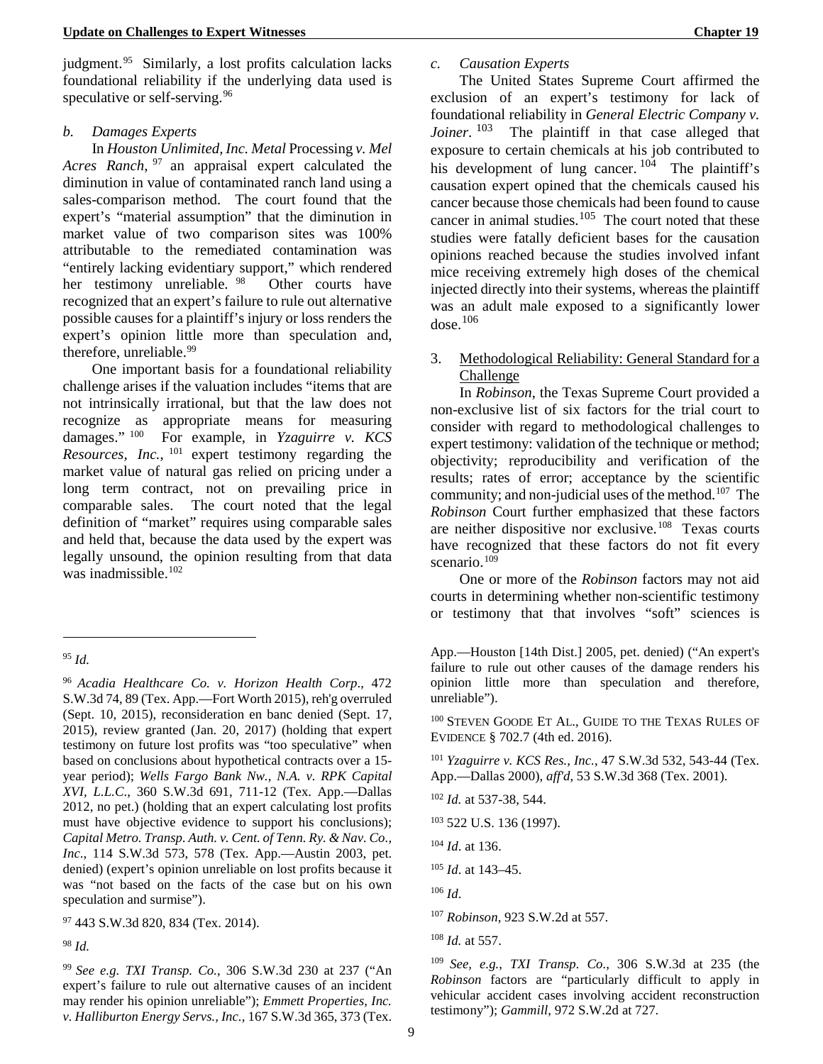judgment.[95] Similarly, a lost profits calculation lacks foundational reliability if the underlying data used is speculative or self-serving.[96]

*b. Damages Experts*

In *Houston Unlimited, Inc. Metal* Processing *v. Mel Acres Ranch*,[97] an appraisal expert calculated the diminution in value of contaminated ranch land using a sales-comparison method. The court found that the expert's "material assumption" that the diminution in market value of two comparison sites was 100% attributable to the remediated contamination was "entirely lacking evidentiary support," which rendered her testimony unreliable.[98] Other courts have recognized that an expert's failure to rule out alternative possible causes for a plaintiff's injury or loss renders the expert's opinion little more than speculation and, therefore, unreliable.[99]

One important basis for a foundational reliability challenge arises if the valuation includes "items that are not intrinsically irrational, but that the law does not recognize as appropriate means for measuring damages."[100] For example, in *Yzaguirre v. KCS Resources, Inc.*,[101] expert testimony regarding the market value of natural gas relied on pricing under a long term contract, not on prevailing price in comparable sales. The court noted that the legal definition of "market" requires using comparable sales and held that, because the data used by the expert was legally unsound, the opinion resulting from that data was inadmissible.[102]

*c. Causation Experts*

The United States Supreme Court affirmed the exclusion of an expert's testimony for lack of foundational reliability in *General Electric Company v. Joiner*.[103] The plaintiff in that case alleged that exposure to certain chemicals at his job contributed to his development of lung cancer.[104] The plaintiff's causation expert opined that the chemicals caused his cancer because those chemicals had been found to cause cancer in animal studies.[105] The court noted that these studies were fatally deficient bases for the causation opinions reached because the studies involved infant mice receiving extremely high doses of the chemical injected directly into their systems, whereas the plaintiff was an adult male exposed to a significantly lower dose.[106]

3. Methodological Reliability: General Standard for a Challenge

In *Robinson*, the Texas Supreme Court provided a non-exclusive list of six factors for the trial court to consider with regard to methodological challenges to expert testimony: validation of the technique or method; objectivity; reproducibility and verification of the results; rates of error; acceptance by the scientific community; and non-judicial uses of the method.[107] The *Robinson* Court further emphasized that these factors are neither dispositive nor exclusive.[108] Texas courts have recognized that these factors do not fit every scenario.[109]

One or more of the *Robinson* factors may not aid courts in determining whether non-scientific testimony or testimony that that involves "soft" sciences is

---

[95] *Id.*

[96] *Acadia Healthcare Co. v. Horizon Health Corp*., 472 S.W.3d 74, 89 (Tex. App.—Fort Worth 2015), reh'g overruled (Sept. 10, 2015), reconsideration en banc denied (Sept. 17, 2015), review granted (Jan. 20, 2017) (holding that expert testimony on future lost profits was "too speculative" when based on conclusions about hypothetical contracts over a 15-year period); *Wells Fargo Bank Nw., N.A. v. RPK Capital XVI, L.L.C*., 360 S.W.3d 691, 711-12 (Tex. App.—Dallas 2012, no pet.) (holding that an expert calculating lost profits must have objective evidence to support his conclusions); *Capital Metro. Transp. Auth. v. Cent. of Tenn. Ry. & Nav. Co., Inc*., 114 S.W.3d 573, 578 (Tex. App.—Austin 2003, pet. denied) (expert's opinion unreliable on lost profits because it was "not based on the facts of the case but on his own speculation and surmise").

[97] 443 S.W.3d 820, 834 (Tex. 2014).

[98] *Id.*

[99] *See e.g. TXI Transp. Co.,* 306 S.W.3d 230 at 237 ("An expert's failure to rule out alternative causes of an incident may render his opinion unreliable"); *Emmett Properties, Inc. v. Halliburton Energy Servs., Inc.,* 167 S.W.3d 365, 373 (Tex. App.—Houston [14th Dist.] 2005, pet. denied) ("An expert's failure to rule out other causes of the damage renders his opinion little more than speculation and therefore, unreliable").

[100] STEVEN GOODE ET AL., GUIDE TO THE TEXAS RULES OF EVIDENCE § 702.7 (4th ed. 2016).

[101] *Yzaguirre v. KCS Res., Inc.*, 47 S.W.3d 532, 543-44 (Tex. App.—Dallas 2000), *aff'd*, 53 S.W.3d 368 (Tex. 2001).

[102] *Id.* at 537-38, 544.

[103] 522 U.S. 136 (1997).

[104] *Id*. at 136.

[105] *Id*. at 143–45.

[106] *Id*.

[107] *Robinson*, 923 S.W.2d at 557.

[108] *Id.* at 557.

[109] *See, e.g.*, *TXI Transp. Co*., 306 S.W.3d at 235 (the *Robinson* factors are "particularly difficult to apply in vehicular accident cases involving accident reconstruction testimony"); *Gammill*, 972 S.W.2d at 727.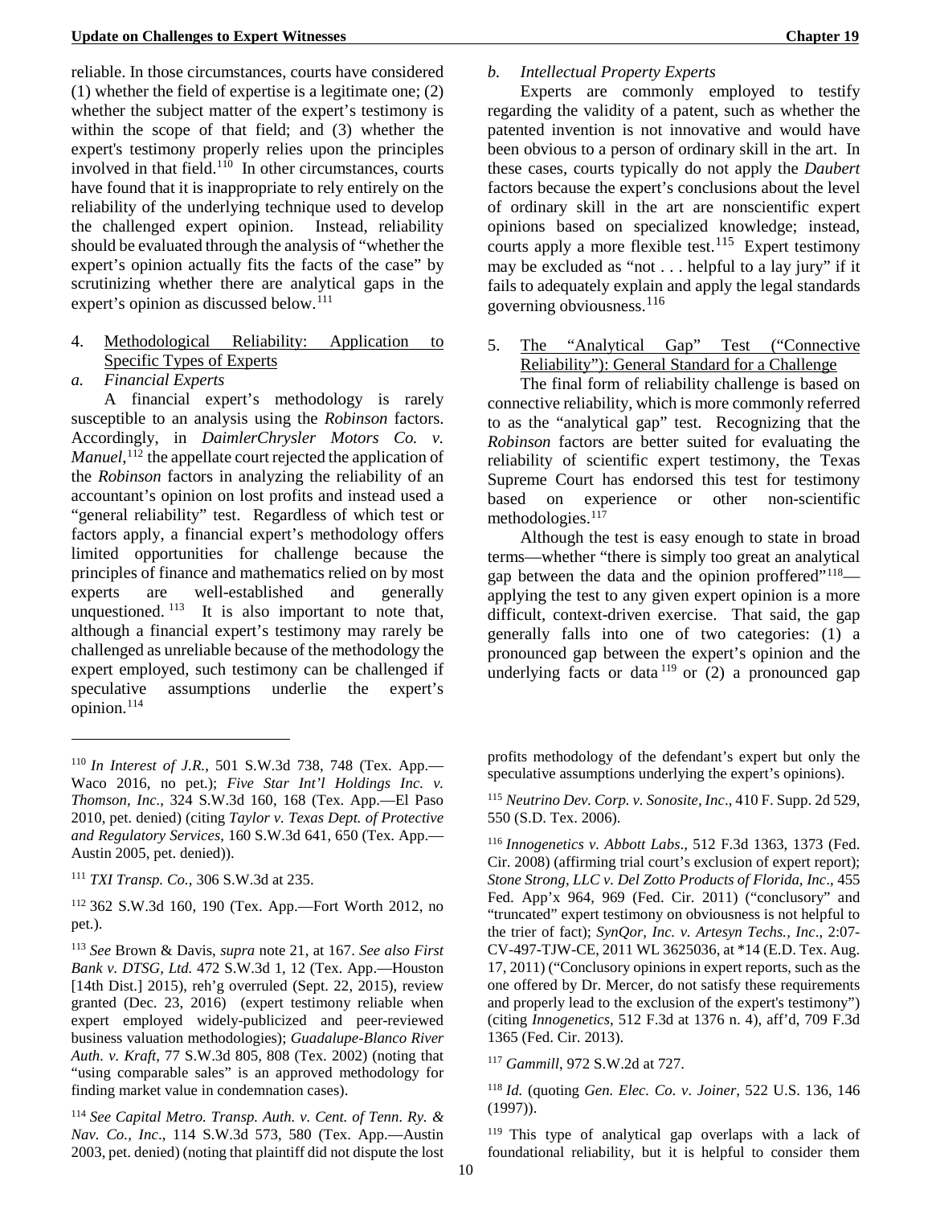reliable. In those circumstances, courts have considered (1) whether the field of expertise is a legitimate one; (2) whether the subject matter of the expert's testimony is within the scope of that field; and (3) whether the expert's testimony properly relies upon the principles involved in that field.[110] In other circumstances, courts have found that it is inappropriate to rely entirely on the reliability of the underlying technique used to develop the challenged expert opinion. Instead, reliability should be evaluated through the analysis of "whether the expert's opinion actually fits the facts of the case" by scrutinizing whether there are analytical gaps in the expert's opinion as discussed below.[111]

4. Methodological Reliability: Application to Specific Types of Experts

*a. Financial Experts*

A financial expert's methodology is rarely susceptible to an analysis using the *Robinson* factors. Accordingly, in *DaimlerChrysler Motors Co. v. Manuel*,[112] the appellate court rejected the application of the *Robinson* factors in analyzing the reliability of an accountant's opinion on lost profits and instead used a "general reliability" test. Regardless of which test or factors apply, a financial expert's methodology offers limited opportunities for challenge because the principles of finance and mathematics relied on by most experts are well-established and generally unquestioned.[113] It is also important to note that, although a financial expert's testimony may rarely be challenged as unreliable because of the methodology the expert employed, such testimony can be challenged if speculative assumptions underlie the expert's opinion.[114]

*b. Intellectual Property Experts*

Experts are commonly employed to testify regarding the validity of a patent, such as whether the patented invention is not innovative and would have been obvious to a person of ordinary skill in the art. In these cases, courts typically do not apply the *Daubert* factors because the expert's conclusions about the level of ordinary skill in the art are nonscientific expert opinions based on specialized knowledge; instead, courts apply a more flexible test.[115] Expert testimony may be excluded as "not . . . helpful to a lay jury" if it fails to adequately explain and apply the legal standards governing obviousness.[116]

5. The "Analytical Gap" Test ("Connective Reliability"): General Standard for a Challenge

The final form of reliability challenge is based on connective reliability, which is more commonly referred to as the "analytical gap" test. Recognizing that the *Robinson* factors are better suited for evaluating the reliability of scientific expert testimony, the Texas Supreme Court has endorsed this test for testimony based on experience or other non-scientific methodologies.[117]

Although the test is easy enough to state in broad terms—whether "there is simply too great an analytical gap between the data and the opinion proffered"[118]—applying the test to any given expert opinion is a more difficult, context-driven exercise. That said, the gap generally falls into one of two categories: (1) a pronounced gap between the expert's opinion and the underlying facts or data[119] or (2) a pronounced gap

---

[110] *In Interest of J.R.*, 501 S.W.3d 738, 748 (Tex. App.—Waco 2016, no pet.); *Five Star Int'l Holdings Inc. v. Thomson, Inc*., 324 S.W.3d 160, 168 (Tex. App.—El Paso 2010, pet. denied) (citing *Taylor v. Texas Dept. of Protective and Regulatory Services*, 160 S.W.3d 641, 650 (Tex. App.—Austin 2005, pet. denied)).

[111] *TXI Transp. Co.*, 306 S.W.3d at 235.

[112] 362 S.W.3d 160, 190 (Tex. App.—Fort Worth 2012, no pet.).

[113] *See* Brown & Davis, *supra* note 21, at 167. *See also First Bank v. DTSG, Ltd.* 472 S.W.3d 1, 12 (Tex. App.—Houston [14th Dist.] 2015), reh'g overruled (Sept. 22, 2015), review granted (Dec. 23, 2016) (expert testimony reliable when expert employed widely-publicized and peer-reviewed business valuation methodologies); *Guadalupe-Blanco River Auth. v. Kraft*, 77 S.W.3d 805, 808 (Tex. 2002) (noting that "using comparable sales" is an approved methodology for finding market value in condemnation cases).

[114] *See Capital Metro. Transp. Auth. v. Cent. of Tenn. Ry. & Nav. Co., Inc*., 114 S.W.3d 573, 580 (Tex. App.—Austin 2003, pet. denied) (noting that plaintiff did not dispute the lost profits methodology of the defendant's expert but only the speculative assumptions underlying the expert's opinions).

[115] *Neutrino Dev. Corp. v. Sonosite, Inc*., 410 F. Supp. 2d 529, 550 (S.D. Tex. 2006).

[116] *Innogenetics v. Abbott Labs*., 512 F.3d 1363, 1373 (Fed. Cir. 2008) (affirming trial court's exclusion of expert report); *Stone Strong, LLC v. Del Zotto Products of Florida, Inc*., 455 Fed. App'x 964, 969 (Fed. Cir. 2011) ("conclusory" and "truncated" expert testimony on obviousness is not helpful to the trier of fact); *SynQor, Inc. v. Artesyn Techs., Inc*., 2:07-CV-497-TJW-CE, 2011 WL 3625036, at *14 (E.D. Tex. Aug. 17, 2011) ("Conclusory opinions in expert reports, such as the one offered by Dr. Mercer, do not satisfy these requirements and properly lead to the exclusion of the expert's testimony") (citing *Innogenetics*, 512 F.3d at 1376 n. 4), aff'd, 709 F.3d 1365 (Fed. Cir. 2013).

[117] *Gammill*, 972 S.W.2d at 727.

[118] *Id.* (quoting *Gen. Elec. Co. v. Joiner*, 522 U.S. 136, 146 (1997)).

[119] This type of analytical gap overlaps with a lack of foundational reliability, but it is helpful to consider them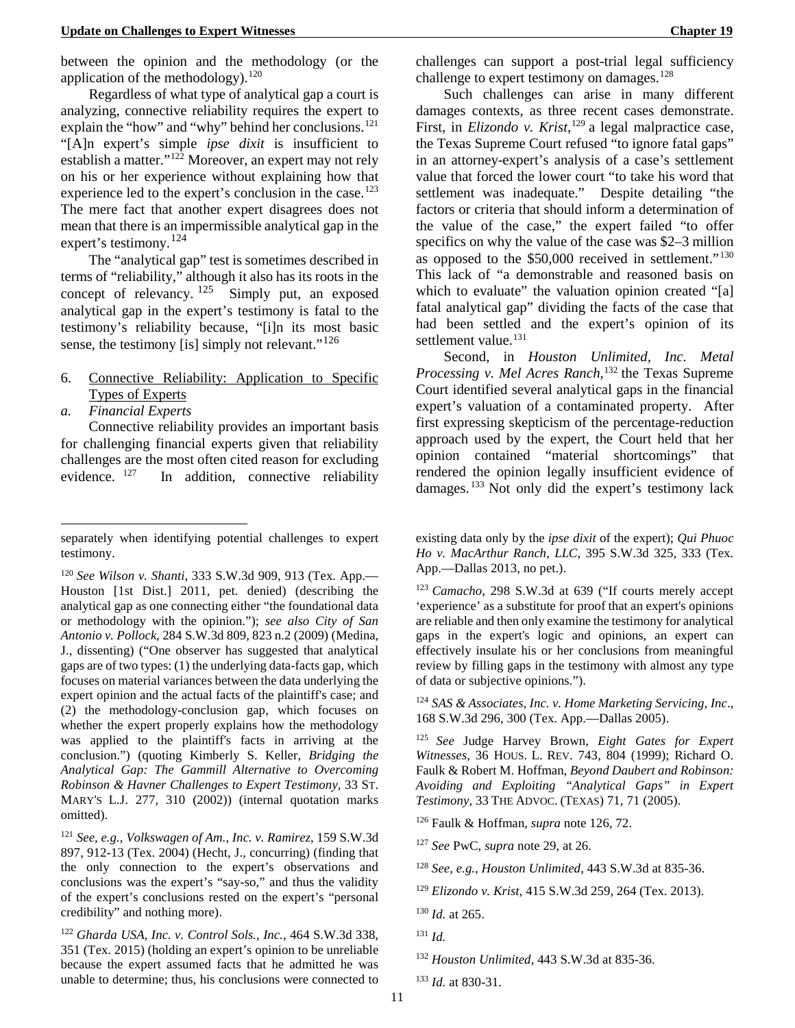between the opinion and the methodology (or the application of the methodology).[120]

Regardless of what type of analytical gap a court is analyzing, connective reliability requires the expert to explain the "how" and "why" behind her conclusions.[121] "[A]n expert's simple *ipse dixit* is insufficient to establish a matter."[122] Moreover, an expert may not rely on his or her experience without explaining how that experience led to the expert's conclusion in the case.[123] The mere fact that another expert disagrees does not mean that there is an impermissible analytical gap in the expert's testimony.[124]

The "analytical gap" test is sometimes described in terms of "reliability," although it also has its roots in the concept of relevancy.[125] Simply put, an exposed analytical gap in the expert's testimony is fatal to the testimony's reliability because, "[i]n its most basic sense, the testimony [is] simply not relevant."[126]

6. Connective Reliability: Application to Specific Types of Experts

*a. Financial Experts*

Connective reliability provides an important basis for challenging financial experts given that reliability challenges are the most often cited reason for excluding evidence.[127] In addition, connective reliability challenges can support a post-trial legal sufficiency challenge to expert testimony on damages.[128]

Such challenges can arise in many different damages contexts, as three recent cases demonstrate. First, in *Elizondo v. Krist*,[129] a legal malpractice case, the Texas Supreme Court refused "to ignore fatal gaps" in an attorney-expert's analysis of a case's settlement value that forced the lower court "to take his word that settlement was inadequate." Despite detailing "the factors or criteria that should inform a determination of the value of the case," the expert failed "to offer specifics on why the value of the case was $2–3 million as opposed to the $50,000 received in settlement."[130] This lack of "a demonstrable and reasoned basis on which to evaluate" the valuation opinion created "[a] fatal analytical gap" dividing the facts of the case that had been settled and the expert's opinion of its settlement value.[131]

Second, in *Houston Unlimited, Inc. Metal Processing v. Mel Acres Ranch*,[132] the Texas Supreme Court identified several analytical gaps in the financial expert's valuation of a contaminated property. After first expressing skepticism of the percentage-reduction approach used by the expert, the Court held that her opinion contained "material shortcomings" that rendered the opinion legally insufficient evidence of damages.[133] Not only did the expert's testimony lack

---

separately when identifying potential challenges to expert testimony.

[120] *See Wilson v. Shanti*, 333 S.W.3d 909, 913 (Tex. App.—Houston [1st Dist.] 2011, pet. denied) (describing the analytical gap as one connecting either "the foundational data or methodology with the opinion."); *see also City of San Antonio v. Pollock*, 284 S.W.3d 809, 823 n.2 (2009) (Medina, J., dissenting) ("One observer has suggested that analytical gaps are of two types: (1) the underlying data-facts gap, which focuses on material variances between the data underlying the expert opinion and the actual facts of the plaintiff's case; and (2) the methodology-conclusion gap, which focuses on whether the expert properly explains how the methodology was applied to the plaintiff's facts in arriving at the conclusion.") (quoting Kimberly S. Keller, *Bridging the Analytical Gap: The Gammill Alternative to Overcoming Robinson & Havner Challenges to Expert Testimony*, 33 ST. MARY'S L.J. 277, 310 (2002)) (internal quotation marks omitted).

[121] *See, e.g.*, *Volkswagen of Am., Inc. v. Ramirez*, 159 S.W.3d 897, 912-13 (Tex. 2004) (Hecht, J., concurring) (finding that the only connection to the expert's observations and conclusions was the expert's "say-so," and thus the validity of the expert's conclusions rested on the expert's "personal credibility" and nothing more).

[122] *Gharda USA, Inc. v. Control Sols., Inc.*, 464 S.W.3d 338, 351 (Tex. 2015) (holding an expert's opinion to be unreliable because the expert assumed facts that he admitted he was unable to determine; thus, his conclusions were connected to existing data only by the *ipse dixit* of the expert); *Qui Phuoc Ho v. MacArthur Ranch, LLC*, 395 S.W.3d 325, 333 (Tex. App.—Dallas 2013, no pet.).

[123] *Camacho*, 298 S.W.3d at 639 ("If courts merely accept 'experience' as a substitute for proof that an expert's opinions are reliable and then only examine the testimony for analytical gaps in the expert's logic and opinions, an expert can effectively insulate his or her conclusions from meaningful review by filling gaps in the testimony with almost any type of data or subjective opinions.").

[124] *SAS & Associates, Inc. v. Home Marketing Servicing, Inc*., 168 S.W.3d 296, 300 (Tex. App.—Dallas 2005).

[125] *See* Judge Harvey Brown, *Eight Gates for Expert Witnesses*, 36 HOUS. L. REV. 743, 804 (1999); Richard O. Faulk & Robert M. Hoffman, *Beyond Daubert and Robinson: Avoiding and Exploiting "Analytical Gaps" in Expert Testimony*, 33 THE ADVOC. (TEXAS) 71, 71 (2005).

[126] Faulk & Hoffman, *supra* note 126, 72.

[127] *See* PwC, *supra* note 29, at 26.

[128] *See, e.g.*, *Houston Unlimited*, 443 S.W.3d at 835-36.

[129] *Elizondo v. Krist*, 415 S.W.3d 259, 264 (Tex. 2013).

[130] *Id.* at 265.

[131] *Id.*

[132] *Houston Unlimited*, 443 S.W.3d at 835-36.

[133] *Id.* at 830-31.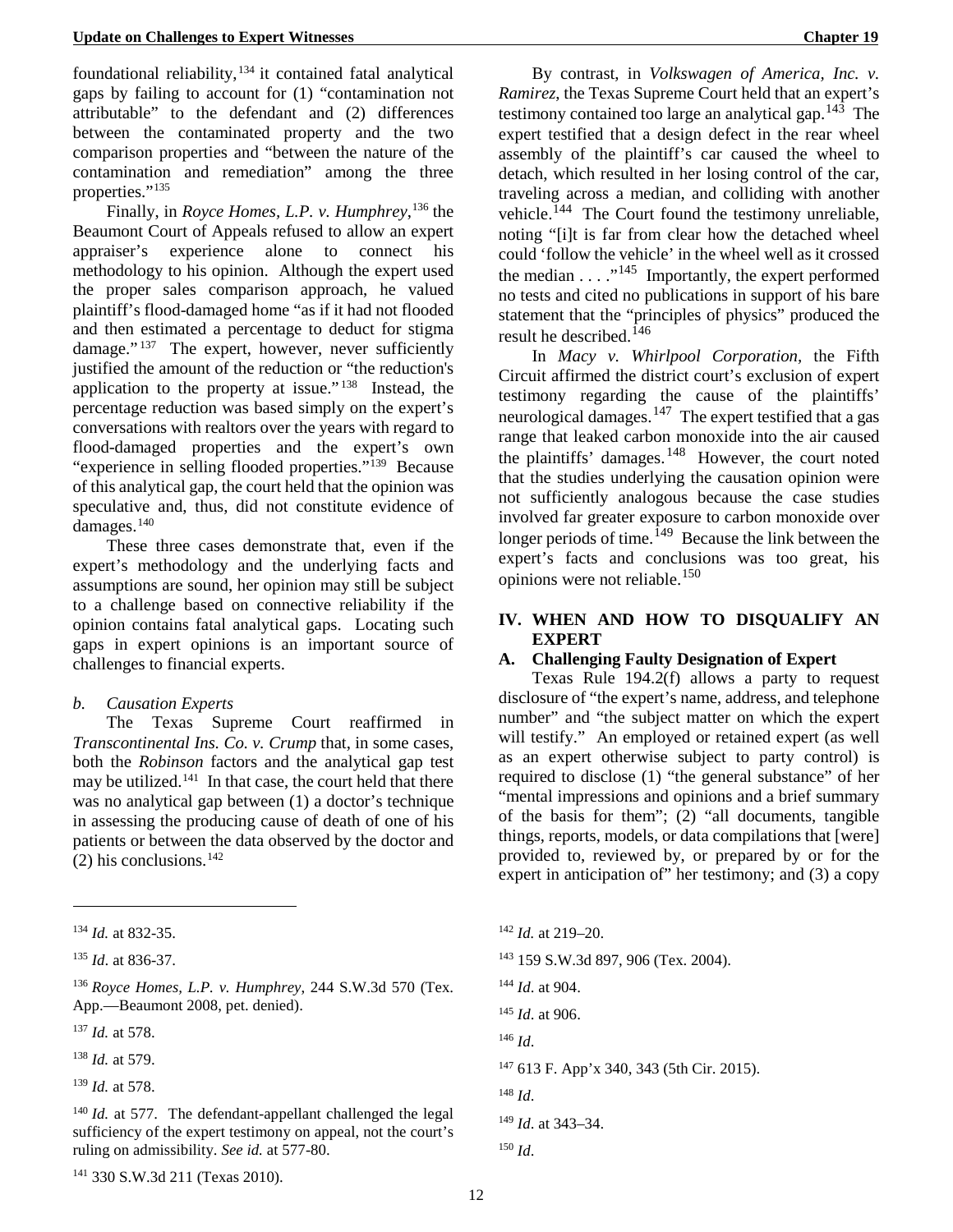foundational reliability,[134] it contained fatal analytical gaps by failing to account for (1) "contamination not attributable" to the defendant and (2) differences between the contaminated property and the two comparison properties and "between the nature of the contamination and remediation" among the three properties."[135]

Finally, in *Royce Homes, L.P. v. Humphrey*,[136] the Beaumont Court of Appeals refused to allow an expert appraiser's experience alone to connect his methodology to his opinion. Although the expert used the proper sales comparison approach, he valued plaintiff's flood-damaged home "as if it had not flooded and then estimated a percentage to deduct for stigma damage."[137] The expert, however, never sufficiently justified the amount of the reduction or "the reduction's application to the property at issue."[138] Instead, the percentage reduction was based simply on the expert's conversations with realtors over the years with regard to flood-damaged properties and the expert's own "experience in selling flooded properties."[139] Because of this analytical gap, the court held that the opinion was speculative and, thus, did not constitute evidence of damages.[140]

These three cases demonstrate that, even if the expert's methodology and the underlying facts and assumptions are sound, her opinion may still be subject to a challenge based on connective reliability if the opinion contains fatal analytical gaps. Locating such gaps in expert opinions is an important source of challenges to financial experts.

*b. Causation Experts*

The Texas Supreme Court reaffirmed in *Transcontinental Ins. Co. v. Crump* that, in some cases, both the *Robinson* factors and the analytical gap test may be utilized.[141] In that case, the court held that there was no analytical gap between (1) a doctor's technique in assessing the producing cause of death of one of his patients or between the data observed by the doctor and (2) his conclusions.[142]

By contrast, in *Volkswagen of America, Inc. v. Ramirez*, the Texas Supreme Court held that an expert's testimony contained too large an analytical gap.[143] The expert testified that a design defect in the rear wheel assembly of the plaintiff's car caused the wheel to detach, which resulted in her losing control of the car, traveling across a median, and colliding with another vehicle.[144] The Court found the testimony unreliable, noting "[i]t is far from clear how the detached wheel could 'follow the vehicle' in the wheel well as it crossed the median . . . ."[145] Importantly, the expert performed no tests and cited no publications in support of his bare statement that the "principles of physics" produced the result he described.[146]

In *Macy v. Whirlpool Corporation,* the Fifth Circuit affirmed the district court's exclusion of expert testimony regarding the cause of the plaintiffs' neurological damages.[147] The expert testified that a gas range that leaked carbon monoxide into the air caused the plaintiffs' damages.[148] However, the court noted that the studies underlying the causation opinion were not sufficiently analogous because the case studies involved far greater exposure to carbon monoxide over longer periods of time.[149] Because the link between the expert's facts and conclusions was too great, his opinions were not reliable.[150]

## IV. WHEN AND HOW TO DISQUALIFY AN EXPERT

### A. Challenging Faulty Designation of Expert

Texas Rule 194.2(f) allows a party to request disclosure of "the expert's name, address, and telephone number" and "the subject matter on which the expert will testify." An employed or retained expert (as well as an expert otherwise subject to party control) is required to disclose (1) "the general substance" of her "mental impressions and opinions and a brief summary of the basis for them"; (2) "all documents, tangible things, reports, models, or data compilations that [were] provided to, reviewed by, or prepared by or for the expert in anticipation of" her testimony; and (3) a copy

---

[134] *Id.* at 832-35.

[135] *Id*. at 836-37.

[136] *Royce Homes, L.P. v. Humphrey,* 244 S.W.3d 570 (Tex. App.—Beaumont 2008, pet. denied).

[137] *Id.* at 578.

[138] *Id.* at 579.

[139] *Id.* at 578.

[140] *Id.* at 577. The defendant-appellant challenged the legal sufficiency of the expert testimony on appeal, not the court's ruling on admissibility. *See id.* at 577-80.

[141] 330 S.W.3d 211 (Texas 2010).

[142] *Id.* at 219–20.

[143] 159 S.W.3d 897, 906 (Tex. 2004).

[144] *Id*. at 904.

[145] *Id*. at 906.

[146] *Id*.

[147] 613 F. App'x 340, 343 (5th Cir. 2015).

[148] *Id*.

[149] *Id*. at 343–34.

[150] *Id*.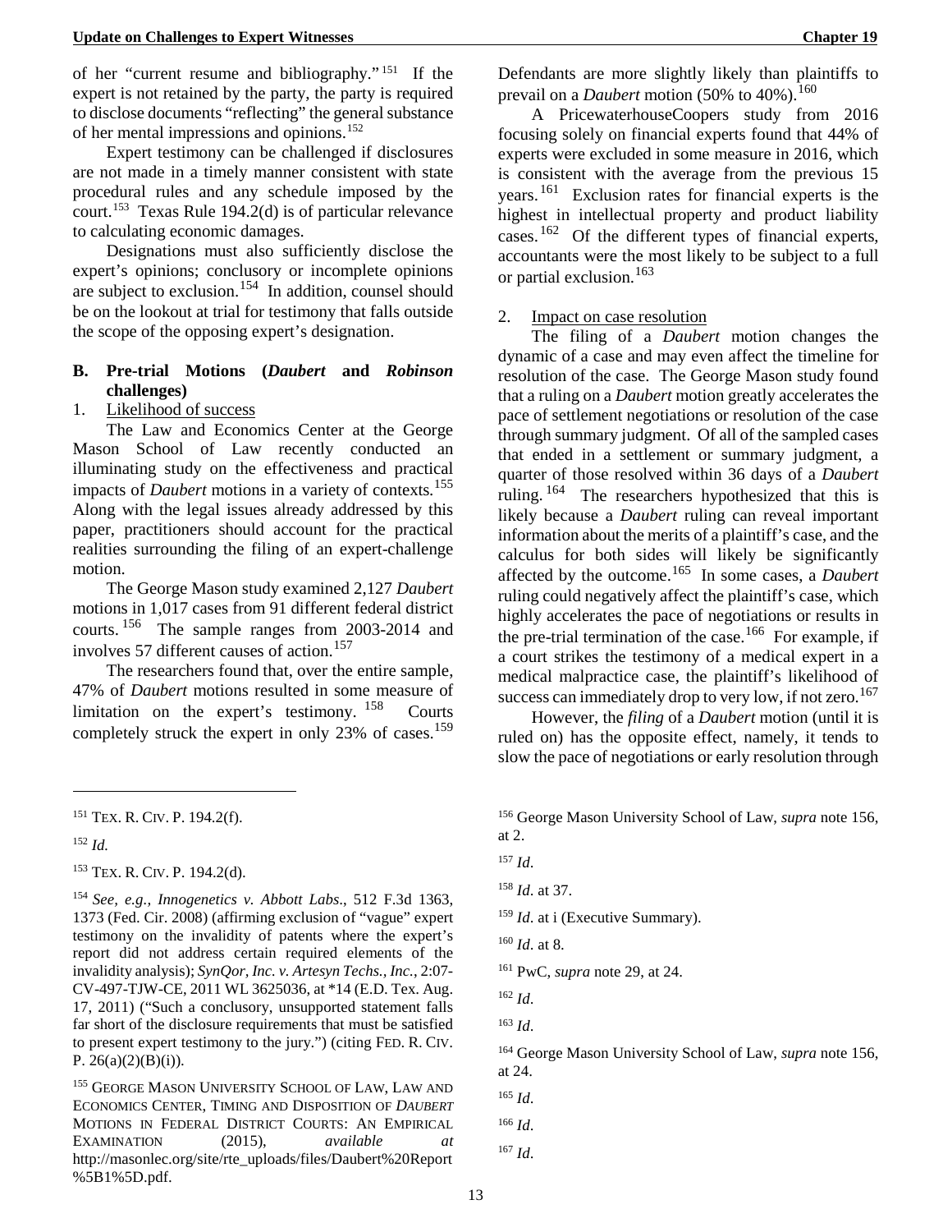of her "current resume and bibliography."[151] If the expert is not retained by the party, the party is required to disclose documents "reflecting" the general substance of her mental impressions and opinions.[152]

Expert testimony can be challenged if disclosures are not made in a timely manner consistent with state procedural rules and any schedule imposed by the court.[153] Texas Rule 194.2(d) is of particular relevance to calculating economic damages.

Designations must also sufficiently disclose the expert's opinions; conclusory or incomplete opinions are subject to exclusion.[154] In addition, counsel should be on the lookout at trial for testimony that falls outside the scope of the opposing expert's designation.

**B. Pre-trial Motions (*Daubert* and *Robinson* challenges)**

1. Likelihood of success

The Law and Economics Center at the George Mason School of Law recently conducted an illuminating study on the effectiveness and practical impacts of *Daubert* motions in a variety of contexts.[155] Along with the legal issues already addressed by this paper, practitioners should account for the practical realities surrounding the filing of an expert-challenge motion.

The George Mason study examined 2,127 *Daubert* motions in 1,017 cases from 91 different federal district courts.[156] The sample ranges from 2003-2014 and involves 57 different causes of action.[157]

The researchers found that, over the entire sample, 47% of *Daubert* motions resulted in some measure of limitation on the expert's testimony.[158] Courts completely struck the expert in only 23% of cases.[159] Defendants are more slightly likely than plaintiffs to prevail on a *Daubert* motion (50% to 40%).[160]

A PricewaterhouseCoopers study from 2016 focusing solely on financial experts found that 44% of experts were excluded in some measure in 2016, which is consistent with the average from the previous 15 years.[161] Exclusion rates for financial experts is the highest in intellectual property and product liability cases.[162] Of the different types of financial experts, accountants were the most likely to be subject to a full or partial exclusion.[163]

2. Impact on case resolution

The filing of a *Daubert* motion changes the dynamic of a case and may even affect the timeline for resolution of the case. The George Mason study found that a ruling on a *Daubert* motion greatly accelerates the pace of settlement negotiations or resolution of the case through summary judgment. Of all of the sampled cases that ended in a settlement or summary judgment, a quarter of those resolved within 36 days of a *Daubert* ruling.[164] The researchers hypothesized that this is likely because a *Daubert* ruling can reveal important information about the merits of a plaintiff's case, and the calculus for both sides will likely be significantly affected by the outcome.[165] In some cases, a *Daubert* ruling could negatively affect the plaintiff's case, which highly accelerates the pace of negotiations or results in the pre-trial termination of the case.[166] For example, if a court strikes the testimony of a medical expert in a medical malpractice case, the plaintiff's likelihood of success can immediately drop to very low, if not zero.[167]

However, the *filing* of a *Daubert* motion (until it is ruled on) has the opposite effect, namely, it tends to slow the pace of negotiations or early resolution through

---

[151] TEX. R. CIV. P. 194.2(f).

[152] *Id.*

[153] TEX. R. CIV. P. 194.2(d).

[154] *See, e.g., Innogenetics v. Abbott Labs*., 512 F.3d 1363, 1373 (Fed. Cir. 2008) (affirming exclusion of "vague" expert testimony on the invalidity of patents where the expert's report did not address certain required elements of the invalidity analysis); *SynQor, Inc. v. Artesyn Techs., Inc.*, 2:07-CV-497-TJW-CE, 2011 WL 3625036, at *14 (E.D. Tex. Aug. 17, 2011) ("Such a conclusory, unsupported statement falls far short of the disclosure requirements that must be satisfied to present expert testimony to the jury.") (citing FED. R. CIV. P. 26(a)(2)(B)(i)).

[155] GEORGE MASON UNIVERSITY SCHOOL OF LAW, LAW AND ECONOMICS CENTER, TIMING AND DISPOSITION OF *DAUBERT* MOTIONS IN FEDERAL DISTRICT COURTS: AN EMPIRICAL EXAMINATION (2015), *available at* http://masonlec.org/site/rte_uploads/files/Daubert%20Report%5B1%5D.pdf.

[156] George Mason University School of Law, *supra* note 156, at 2.

[157] *Id*.

[158] *Id*. at 37.

[159] *Id*. at i (Executive Summary).

[160] *Id*. at 8.

[161] PwC, *supra* note 29, at 24.

[162] *Id*.

[163] *Id*.

[164] George Mason University School of Law, *supra* note 156, at 24.

[165] *Id*.

[166] *Id*.

[167] *Id*.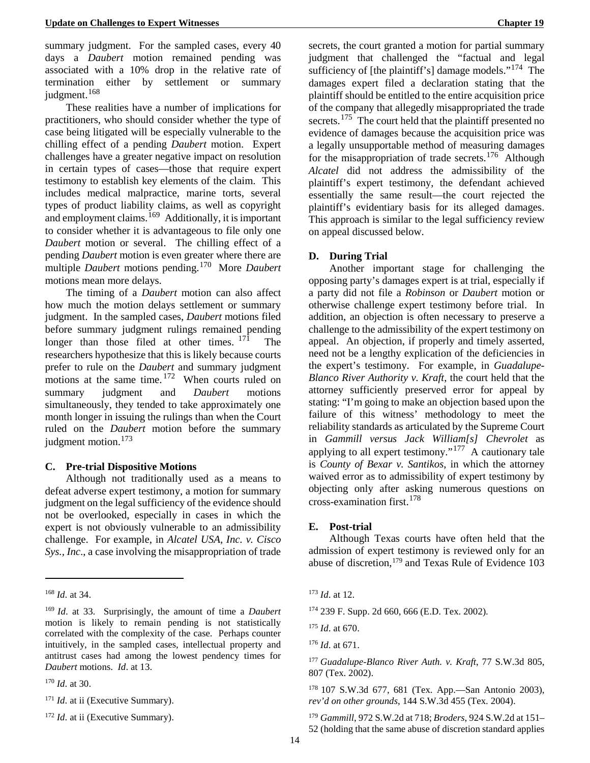summary judgment. For the sampled cases, every 40 days a *Daubert* motion remained pending was associated with a 10% drop in the relative rate of termination either by settlement or summary judgment.[168]

These realities have a number of implications for practitioners, who should consider whether the type of case being litigated will be especially vulnerable to the chilling effect of a pending *Daubert* motion. Expert challenges have a greater negative impact on resolution in certain types of cases—those that require expert testimony to establish key elements of the claim. This includes medical malpractice, marine torts, several types of product liability claims, as well as copyright and employment claims.[169] Additionally, it is important to consider whether it is advantageous to file only one *Daubert* motion or several. The chilling effect of a pending *Daubert* motion is even greater where there are multiple *Daubert* motions pending.[170] More *Daubert* motions mean more delays.

The timing of a *Daubert* motion can also affect how much the motion delays settlement or summary judgment. In the sampled cases, *Daubert* motions filed before summary judgment rulings remained pending longer than those filed at other times.[171] The researchers hypothesize that this is likely because courts prefer to rule on the *Daubert* and summary judgment motions at the same time.[172] When courts ruled on summary judgment and *Daubert* motions simultaneously, they tended to take approximately one month longer in issuing the rulings than when the Court ruled on the *Daubert* motion before the summary judgment motion.[173]

### C. Pre-trial Dispositive Motions

Although not traditionally used as a means to defeat adverse expert testimony, a motion for summary judgment on the legal sufficiency of the evidence should not be overlooked, especially in cases in which the expert is not obviously vulnerable to an admissibility challenge. For example, in *Alcatel USA, Inc. v. Cisco Sys., Inc*., a case involving the misappropriation of trade secrets, the court granted a motion for partial summary judgment that challenged the "factual and legal sufficiency of [the plaintiff's] damage models."[174] The damages expert filed a declaration stating that the plaintiff should be entitled to the entire acquisition price of the company that allegedly misappropriated the trade secrets.[175] The court held that the plaintiff presented no evidence of damages because the acquisition price was a legally unsupportable method of measuring damages for the misappropriation of trade secrets.[176] Although *Alcatel* did not address the admissibility of the plaintiff's expert testimony, the defendant achieved essentially the same result—the court rejected the plaintiff's evidentiary basis for its alleged damages. This approach is similar to the legal sufficiency review on appeal discussed below.

### D. During Trial

Another important stage for challenging the opposing party's damages expert is at trial, especially if a party did not file a *Robinson* or *Daubert* motion or otherwise challenge expert testimony before trial. In addition, an objection is often necessary to preserve a challenge to the admissibility of the expert testimony on appeal. An objection, if properly and timely asserted, need not be a lengthy explication of the deficiencies in the expert's testimony. For example, in *Guadalupe-Blanco River Authority v. Kraft*, the court held that the attorney sufficiently preserved error for appeal by stating: "I'm going to make an objection based upon the failure of this witness' methodology to meet the reliability standards as articulated by the Supreme Court in *Gammill versus Jack William[s] Chevrolet* as applying to all expert testimony."[177] A cautionary tale is *County of Bexar v. Santikos*, in which the attorney waived error as to admissibility of expert testimony by objecting only after asking numerous questions on cross-examination first.[178]

### E. Post-trial

Although Texas courts have often held that the admission of expert testimony is reviewed only for an abuse of discretion,[179] and Texas Rule of Evidence 103

---

[168] *Id*. at 34.

[169] *Id*. at 33. Surprisingly, the amount of time a *Daubert* motion is likely to remain pending is not statistically correlated with the complexity of the case. Perhaps counter intuitively, in the sampled cases, intellectual property and antitrust cases had among the lowest pendency times for *Daubert* motions. *Id*. at 13.

[170] *Id*. at 30.

[171] *Id*. at ii (Executive Summary).

[172] *Id*. at ii (Executive Summary).

[173] *Id*. at 12.

[174] 239 F. Supp. 2d 660, 666 (E.D. Tex. 2002).

[175] *Id*. at 670.

[176] *Id*. at 671.

[177] *Guadalupe-Blanco River Auth. v. Kraft*, 77 S.W.3d 805, 807 (Tex. 2002).

[178] 107 S.W.3d 677, 681 (Tex. App.—San Antonio 2003), *rev'd on other grounds*, 144 S.W.3d 455 (Tex. 2004).

[179] *Gammill*, 972 S.W.2d at 718; *Broders*, 924 S.W.2d at 151–52 (holding that the same abuse of discretion standard applies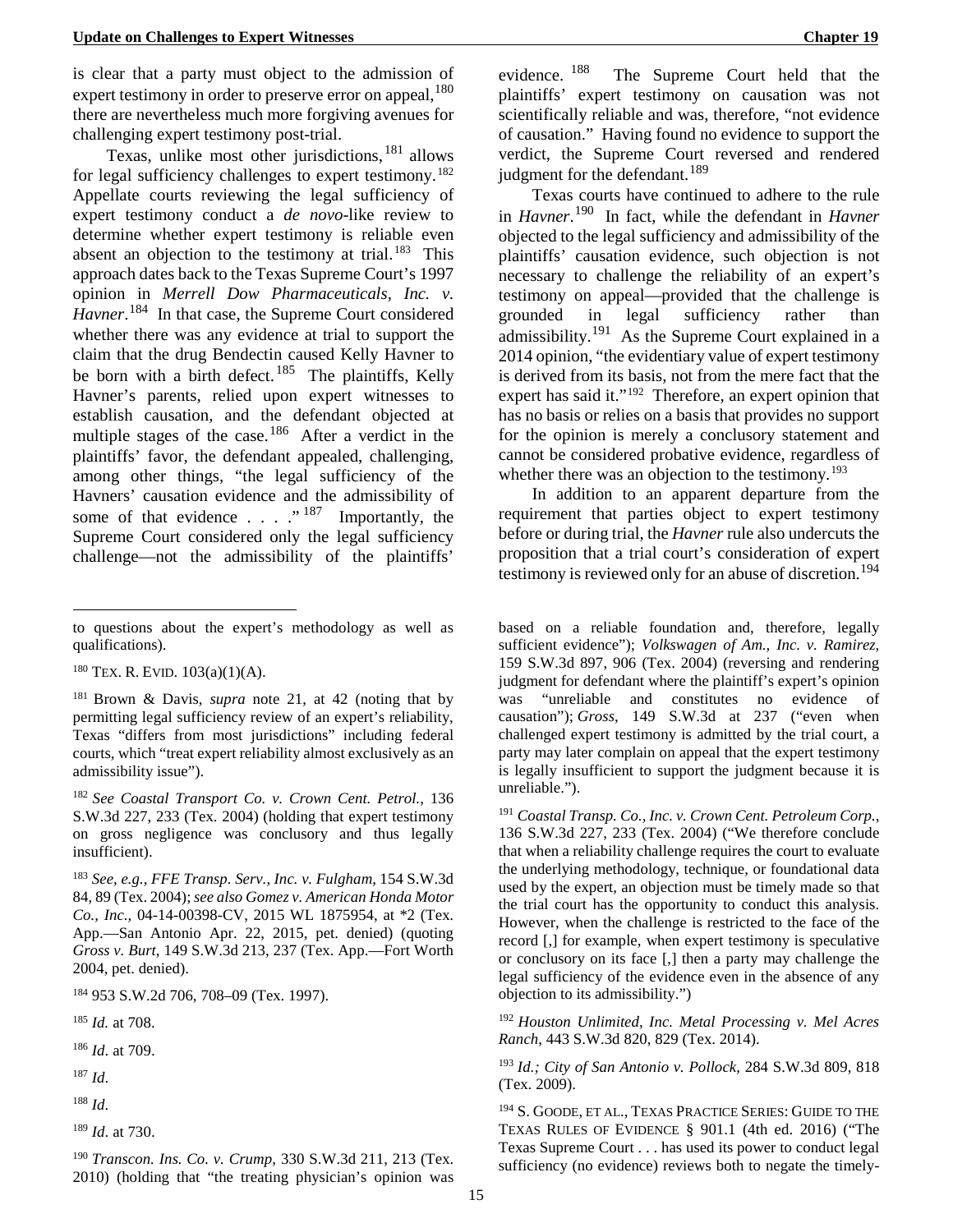is clear that a party must object to the admission of expert testimony in order to preserve error on appeal,[180] there are nevertheless much more forgiving avenues for challenging expert testimony post-trial.

Texas, unlike most other jurisdictions,[181] allows for legal sufficiency challenges to expert testimony.[182] Appellate courts reviewing the legal sufficiency of expert testimony conduct a *de novo*-like review to determine whether expert testimony is reliable even absent an objection to the testimony at trial.[183] This approach dates back to the Texas Supreme Court's 1997 opinion in *Merrell Dow Pharmaceuticals, Inc. v. Havner*.[184] In that case, the Supreme Court considered whether there was any evidence at trial to support the claim that the drug Bendectin caused Kelly Havner to be born with a birth defect.[185] The plaintiffs, Kelly Havner's parents, relied upon expert witnesses to establish causation, and the defendant objected at multiple stages of the case.[186] After a verdict in the plaintiffs' favor, the defendant appealed, challenging, among other things, "the legal sufficiency of the Havners' causation evidence and the admissibility of some of that evidence . . . ."[187] Importantly, the Supreme Court considered only the legal sufficiency challenge—not the admissibility of the plaintiffs' evidence.[188] The Supreme Court held that the plaintiffs' expert testimony on causation was not scientifically reliable and was, therefore, "not evidence of causation." Having found no evidence to support the verdict, the Supreme Court reversed and rendered judgment for the defendant.[189]

Texas courts have continued to adhere to the rule in *Havner*.[190] In fact, while the defendant in *Havner* objected to the legal sufficiency and admissibility of the plaintiffs' causation evidence, such objection is not necessary to challenge the reliability of an expert's testimony on appeal—provided that the challenge is grounded in legal sufficiency rather than admissibility.[191] As the Supreme Court explained in a 2014 opinion, "the evidentiary value of expert testimony is derived from its basis, not from the mere fact that the expert has said it."[192] Therefore, an expert opinion that has no basis or relies on a basis that provides no support for the opinion is merely a conclusory statement and cannot be considered probative evidence, regardless of whether there was an objection to the testimony.[193]

In addition to an apparent departure from the requirement that parties object to expert testimony before or during trial, the *Havner* rule also undercuts the proposition that a trial court's consideration of expert testimony is reviewed only for an abuse of discretion.[194]

---

to questions about the expert's methodology as well as qualifications).

[180] TEX. R. EVID. 103(a)(1)(A).

[181] Brown & Davis, *supra* note 21, at 42 (noting that by permitting legal sufficiency review of an expert's reliability, Texas "differs from most jurisdictions" including federal courts, which "treat expert reliability almost exclusively as an admissibility issue").

[182] *See Coastal Transport Co. v. Crown Cent. Petrol.*, 136 S.W.3d 227, 233 (Tex. 2004) (holding that expert testimony on gross negligence was conclusory and thus legally insufficient).

[183] *See, e.g.*, *FFE Transp. Serv., Inc. v. Fulgham*, 154 S.W.3d 84, 89 (Tex. 2004); *see also Gomez v. American Honda Motor Co., Inc.*, 04-14-00398-CV, 2015 WL 1875954, at \*2 (Tex. App.—San Antonio Apr. 22, 2015, pet. denied) (quoting *Gross v. Burt*, 149 S.W.3d 213, 237 (Tex. App.—Fort Worth 2004, pet. denied).

[184] 953 S.W.2d 706, 708–09 (Tex. 1997).

[185] *Id.* at 708.

[186] *Id*. at 709.

[187] *Id*.

[188] *Id*.

[189] *Id*. at 730.

[190] *Transcon. Ins. Co. v. Crump*, 330 S.W.3d 211, 213 (Tex. 2010) (holding that "the treating physician's opinion was based on a reliable foundation and, therefore, legally sufficient evidence"); *Volkswagen of Am., Inc. v. Ramirez*, 159 S.W.3d 897, 906 (Tex. 2004) (reversing and rendering judgment for defendant where the plaintiff's expert's opinion was "unreliable and constitutes no evidence of causation"); *Gross*, 149 S.W.3d at 237 ("even when challenged expert testimony is admitted by the trial court, a party may later complain on appeal that the expert testimony is legally insufficient to support the judgment because it is unreliable.").

[191] *Coastal Transp. Co., Inc. v. Crown Cent. Petroleum Corp.*, 136 S.W.3d 227, 233 (Tex. 2004) ("We therefore conclude that when a reliability challenge requires the court to evaluate the underlying methodology, technique, or foundational data used by the expert, an objection must be timely made so that the trial court has the opportunity to conduct this analysis. However, when the challenge is restricted to the face of the record [,] for example, when expert testimony is speculative or conclusory on its face [,] then a party may challenge the legal sufficiency of the evidence even in the absence of any objection to its admissibility.")

[192] *Houston Unlimited, Inc. Metal Processing v. Mel Acres Ranch*, 443 S.W.3d 820, 829 (Tex. 2014).

[193] *Id.; City of San Antonio v. Pollock*, 284 S.W.3d 809, 818 (Tex. 2009).

[194] S. GOODE, ET AL., TEXAS PRACTICE SERIES: GUIDE TO THE TEXAS RULES OF EVIDENCE § 901.1 (4th ed. 2016) ("The Texas Supreme Court . . . has used its power to conduct legal sufficiency (no evidence) reviews both to negate the timely-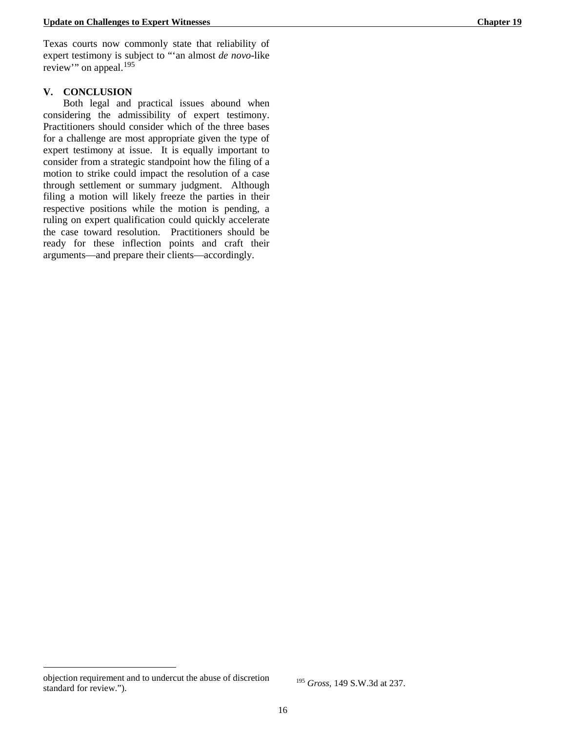Texas courts now commonly state that reliability of expert testimony is subject to "'an almost *de novo*-like review'" on appeal.[195]

## V. CONCLUSION

Both legal and practical issues abound when considering the admissibility of expert testimony. Practitioners should consider which of the three bases for a challenge are most appropriate given the type of expert testimony at issue. It is equally important to consider from a strategic standpoint how the filing of a motion to strike could impact the resolution of a case through settlement or summary judgment. Although filing a motion will likely freeze the parties in their respective positions while the motion is pending, a ruling on expert qualification could quickly accelerate the case toward resolution. Practitioners should be ready for these inflection points and craft their arguments—and prepare their clients—accordingly.

---

objection requirement and to undercut the abuse of discretion standard for review.").

[195] *Gross*, 149 S.W.3d at 237.